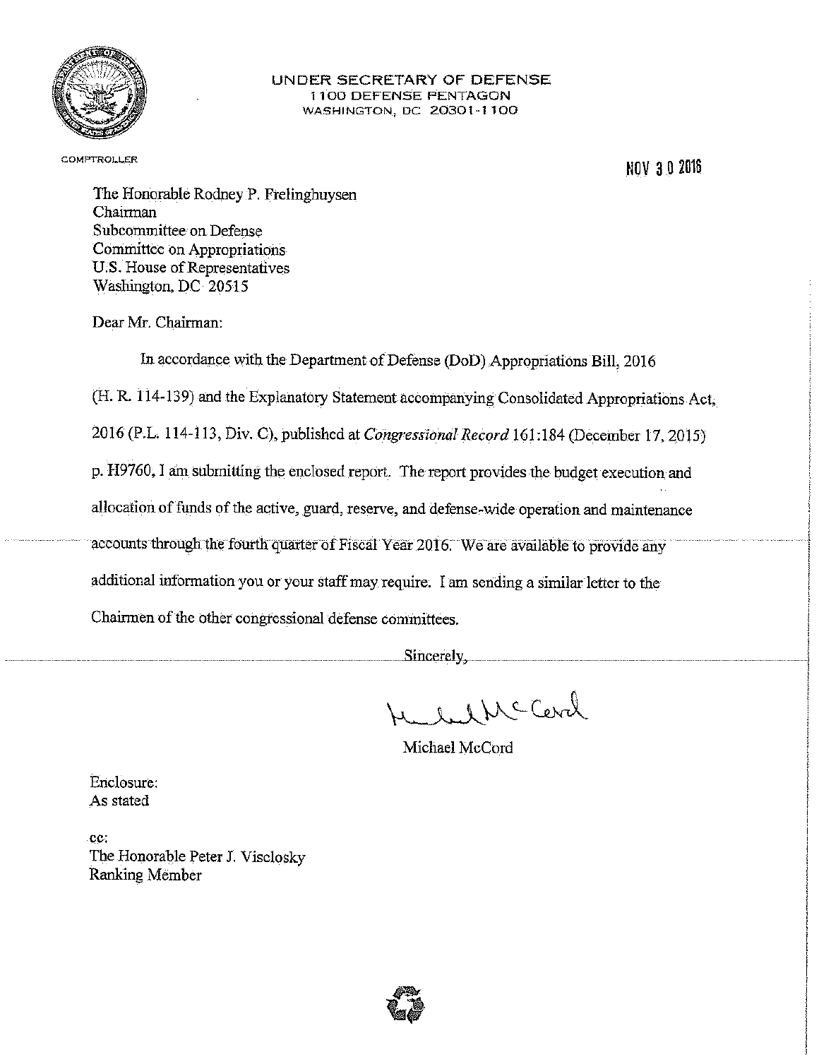UNDER SECRETARY OF DEFENSE
1100 DEFENSE PENTAGON
WASHINGTON, DC 20301-1100

COMPTROLLER

NOV 30 2016

The Honorable Rodney P. Frelinghuysen
Chairman
Subcommittee on Defense
Committee on Appropriations
U.S. House of Representatives
Washington, DC 20515

Dear Mr. Chairman:

In accordance with the Department of Defense (DoD) Appropriations Bill, 2016 (H. R. 114-139) and the Explanatory Statement accompanying Consolidated Appropriations Act, 2016 (P.L. 114-113, Div. C), published at *Congressional Record* 161:184 (December 17, 2015) p. H9760, I am submitting the enclosed report. The report provides the budget execution and allocation of funds of the active, guard, reserve, and defense-wide operation and maintenance accounts through the fourth quarter of Fiscal Year 2016. We are available to provide any additional information you or your staff may require. I am sending a similar letter to the Chairmen of the other congressional defense committees.

Sincerely,

Michael McCord

Enclosure:
As stated

cc:
The Honorable Peter J. Visclosky
Ranking Member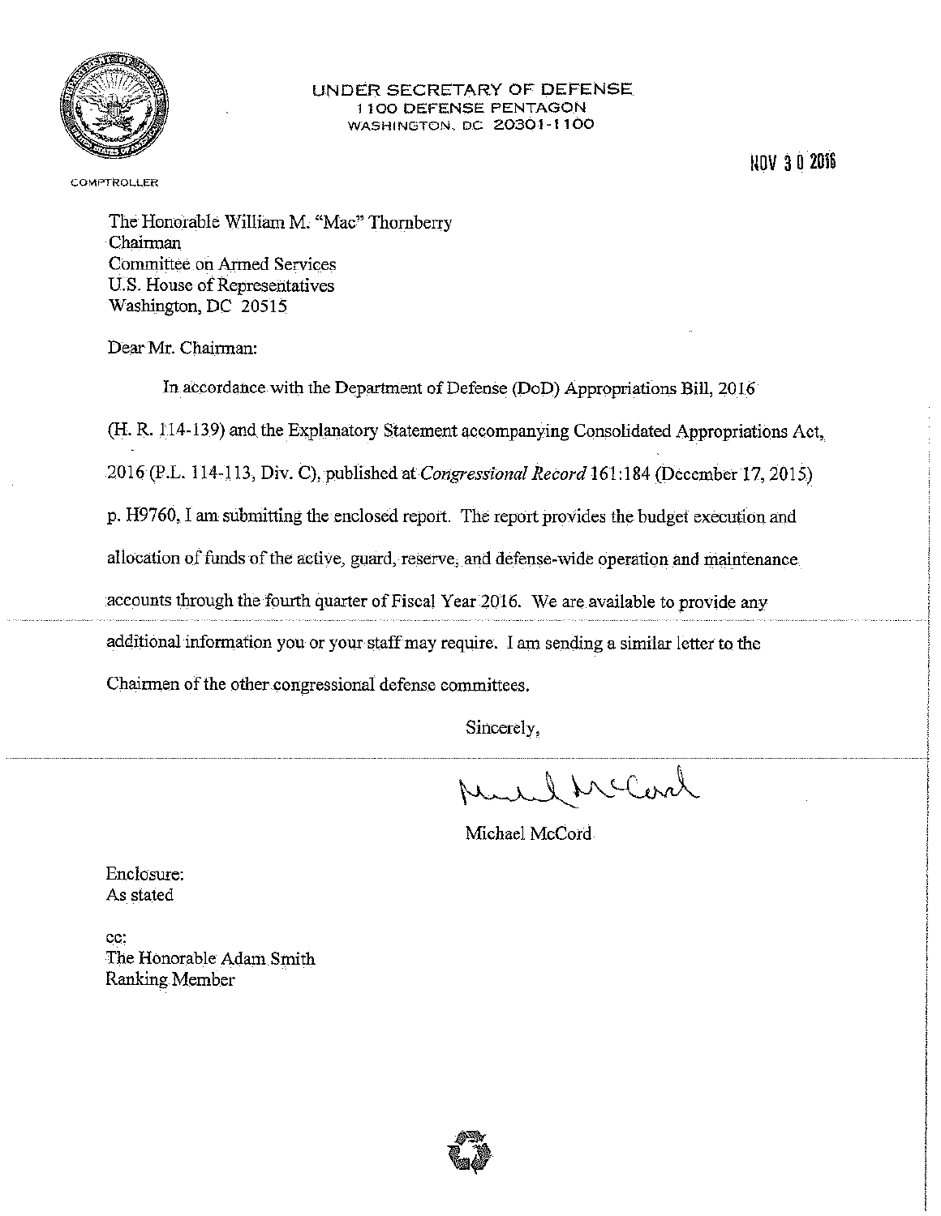UNDER SECRETARY OF DEFENSE
1100 DEFENSE PENTAGON
WASHINGTON, DC 20301-1100

COMPTROLLER

NOV 30 2016

The Honorable William M. "Mac" Thornberry
Chairman
Committee on Armed Services
U.S. House of Representatives
Washington, DC 20515

Dear Mr. Chairman:

In accordance with the Department of Defense (DoD) Appropriations Bill, 2016 (H. R. 114-139) and the Explanatory Statement accompanying Consolidated Appropriations Act, 2016 (P.L. 114-113, Div. C), published at *Congressional Record* 161:184 (December 17, 2015) p. H9760, I am submitting the enclosed report. The report provides the budget execution and allocation of funds of the active, guard, reserve, and defense-wide operation and maintenance accounts through the fourth quarter of Fiscal Year 2016. We are available to provide any additional information you or your staff may require. I am sending a similar letter to the Chairmen of the other congressional defense committees.

Sincerely,

Michael McCord

Enclosure:
As stated

cc:
The Honorable Adam Smith
Ranking Member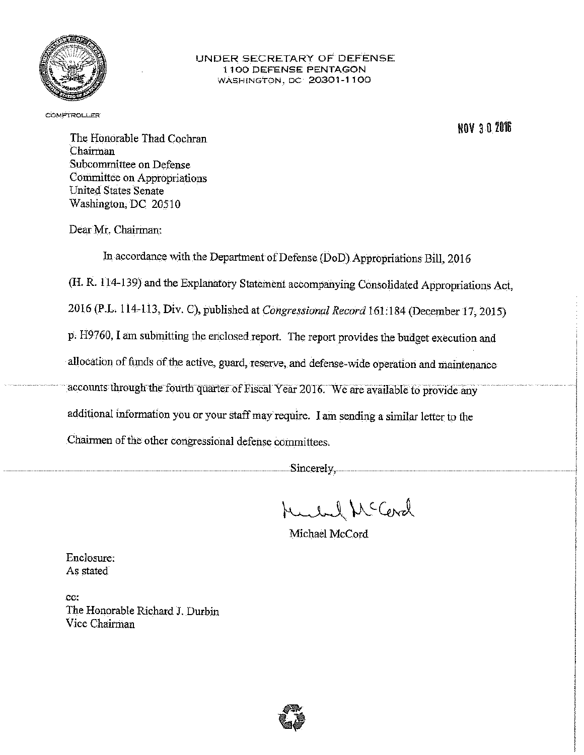UNDER SECRETARY OF DEFENSE
1100 DEFENSE PENTAGON
WASHINGTON, DC 20301-1100

COMPTROLLER

NOV 30 2016

The Honorable Thad Cochran
Chairman
Subcommittee on Defense
Committee on Appropriations
United States Senate
Washington, DC 20510

Dear Mr. Chairman:

In accordance with the Department of Defense (DoD) Appropriations Bill, 2016 (H. R. 114-139) and the Explanatory Statement accompanying Consolidated Appropriations Act, 2016 (P.L. 114-113, Div. C), published at *Congressional Record* 161:184 (December 17, 2015) p. H9760, I am submitting the enclosed report. The report provides the budget execution and allocation of funds of the active, guard, reserve, and defense-wide operation and maintenance accounts through the fourth quarter of Fiscal Year 2016. We are available to provide any additional information you or your staff may require. I am sending a similar letter to the Chairmen of the other congressional defense committees.

Sincerely,

Michael McCord

Enclosure:
As stated

cc:
The Honorable Richard J. Durbin
Vice Chairman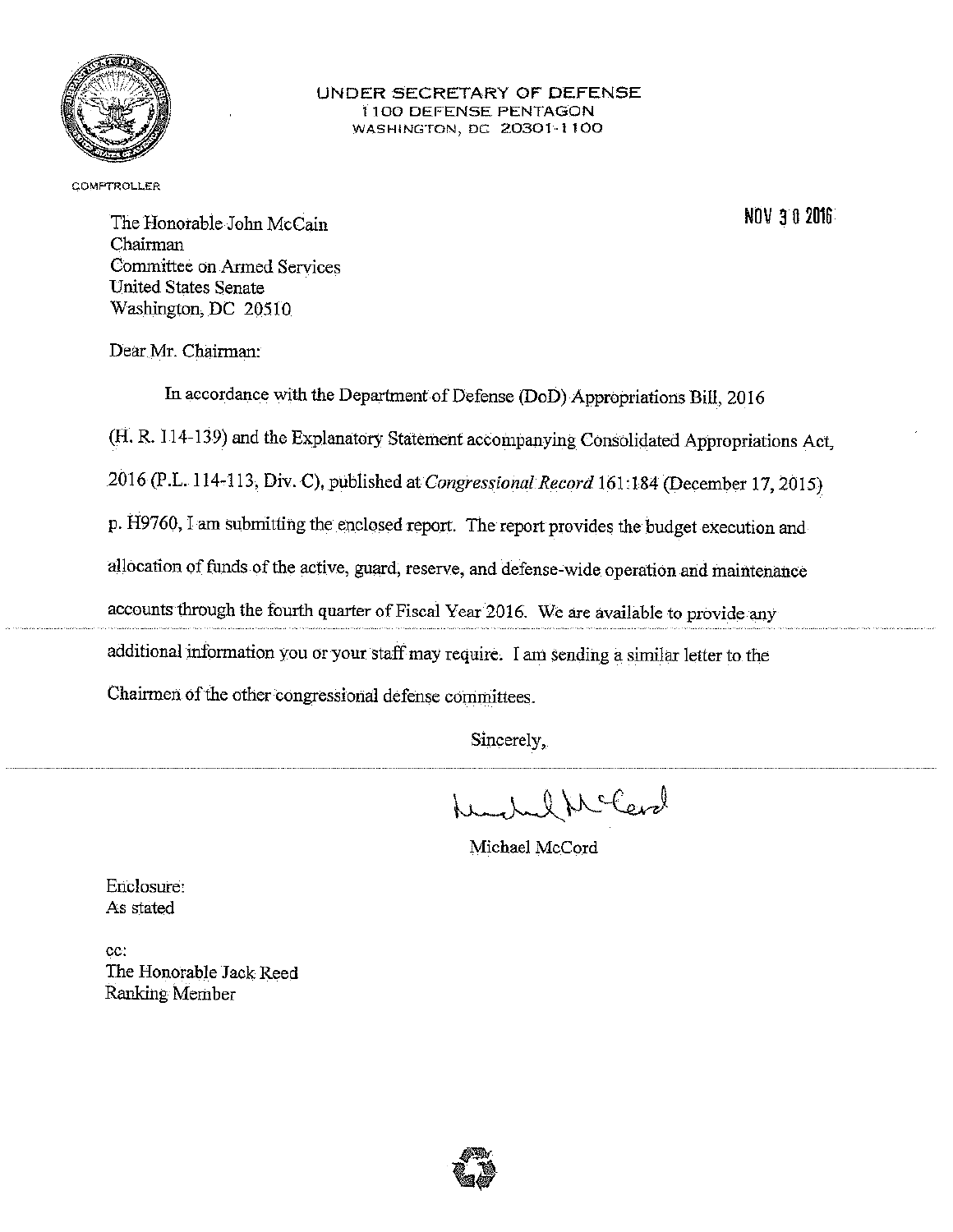UNDER SECRETARY OF DEFENSE
1100 DEFENSE PENTAGON
WASHINGTON, DC 20301-1100

COMPTROLLER

NOV 30 2016

The Honorable John McCain
Chairman
Committee on Armed Services
United States Senate
Washington, DC 20510

Dear Mr. Chairman:

In accordance with the Department of Defense (DoD) Appropriations Bill, 2016 (H. R. 114-139) and the Explanatory Statement accompanying Consolidated Appropriations Act, 2016 (P.L. 114-113, Div. C), published at *Congressional Record* 161:184 (December 17, 2015) p. H9760, I am submitting the enclosed report. The report provides the budget execution and allocation of funds of the active, guard, reserve, and defense-wide operation and maintenance accounts through the fourth quarter of Fiscal Year 2016. We are available to provide any additional information you or your staff may require. I am sending a similar letter to the Chairmen of the other congressional defense committees.

Sincerely,

Michael McCord

Enclosure:
As stated

cc:
The Honorable Jack Reed
Ranking Member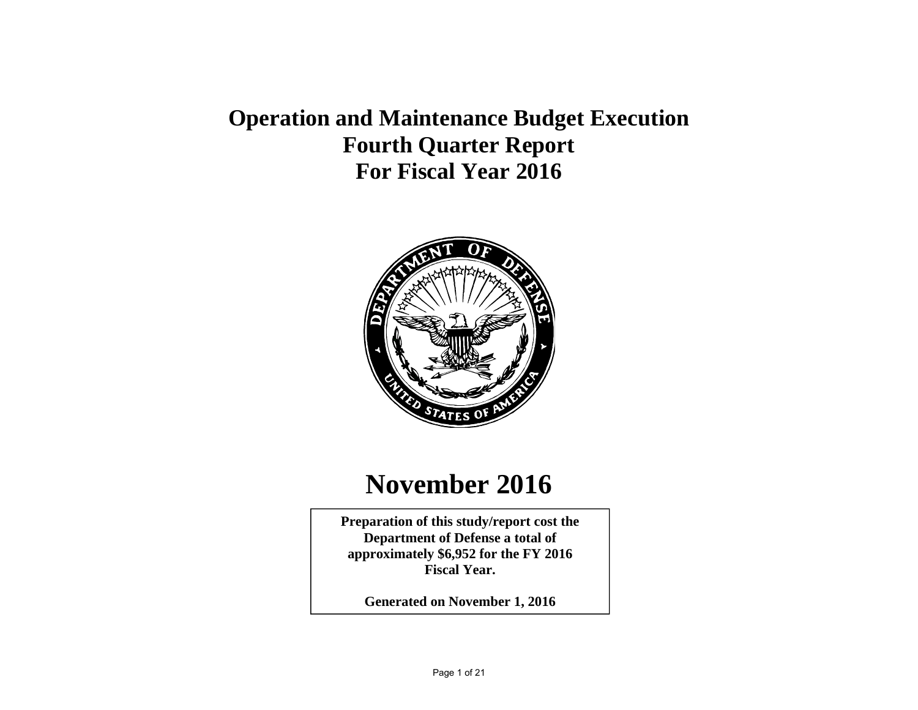# Operation and Maintenance Budget Execution
# Fourth Quarter Report
# For Fiscal Year 2016

# November 2016

**Preparation of this study/report cost the Department of Defense a total of approximately $6,952 for the FY 2016 Fiscal Year.**

**Generated on November 1, 2016**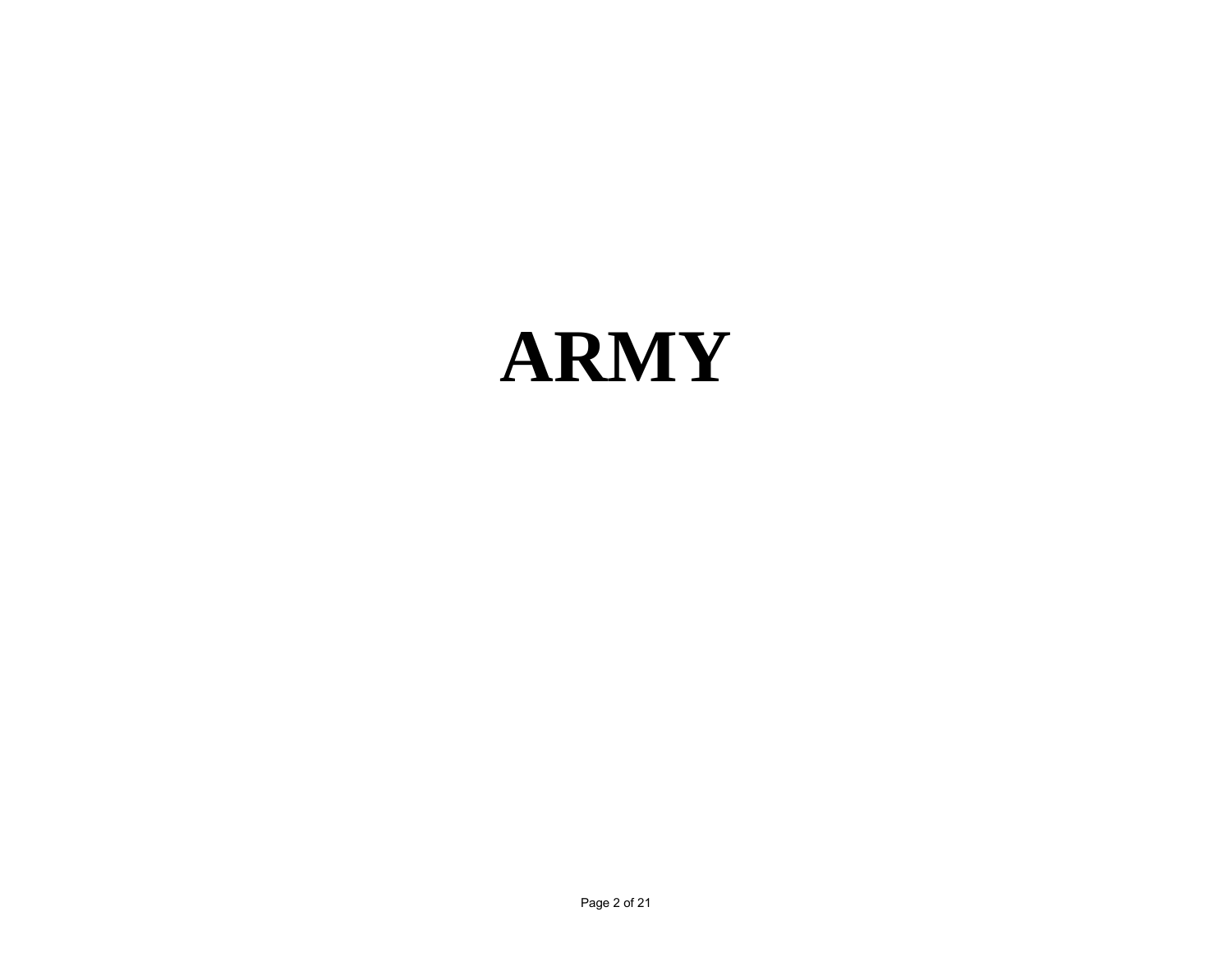# ARMY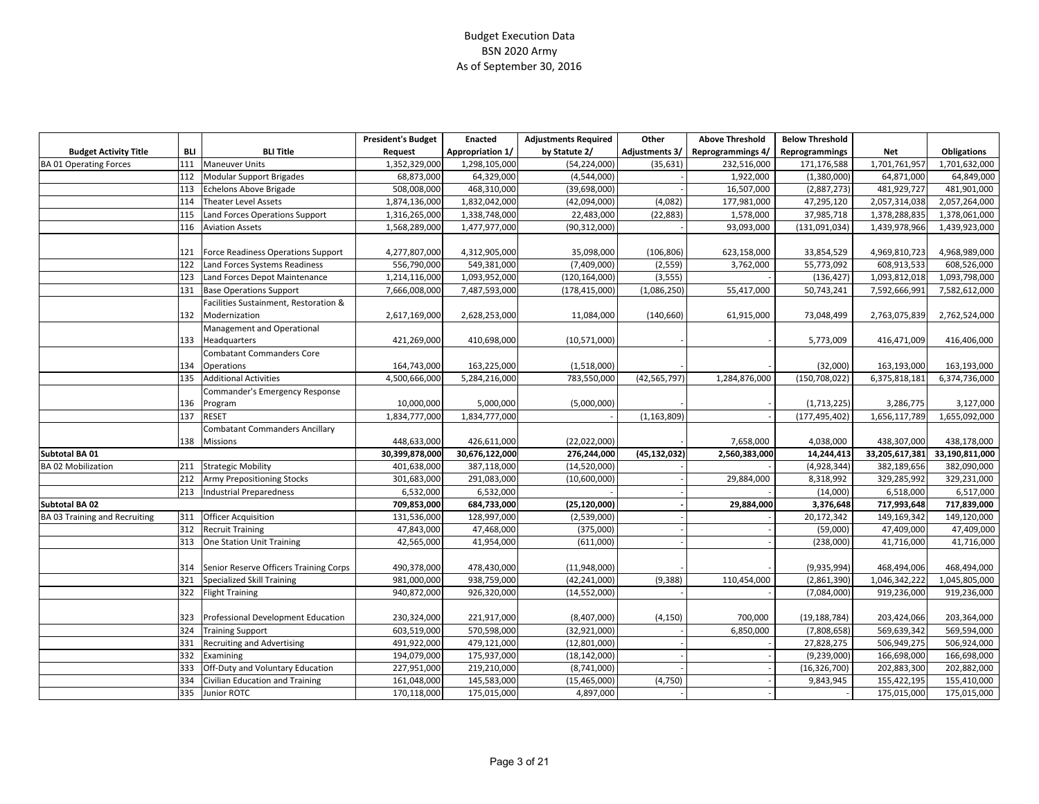# Budget Execution Data
## BSN 2020 Army
## As of September 30, 2016

| Budget Activity Title | BLI | BLI Title | President's Budget Request | Enacted Appropriation 1/ | Adjustments Required by Statute 2/ | Other Adjustments 3/ | Above Threshold Reprogrammings 4/ | Below Threshold Reprogrammings | Net | Obligations |
|---|---|---|---|---|---|---|---|---|---|---|
| BA 01 Operating Forces | 111 | Maneuver Units | 1,352,329,000 | 1,298,105,000 | (54,224,000) | (35,631) | 232,516,000 | 171,176,588 | 1,701,761,957 | 1,701,632,000 |
| | 112 | Modular Support Brigades | 68,873,000 | 64,329,000 | (4,544,000) | - | 1,922,000 | (1,380,000) | 64,871,000 | 64,849,000 |
| | 113 | Echelons Above Brigade | 508,008,000 | 468,310,000 | (39,698,000) | - | 16,507,000 | (2,887,273) | 481,929,727 | 481,901,000 |
| | 114 | Theater Level Assets | 1,874,136,000 | 1,832,042,000 | (42,094,000) | (4,082) | 177,981,000 | 47,295,120 | 2,057,314,038 | 2,057,264,000 |
| | 115 | Land Forces Operations Support | 1,316,265,000 | 1,338,748,000 | 22,483,000 | (22,883) | 1,578,000 | 37,985,718 | 1,378,288,835 | 1,378,061,000 |
| | 116 | Aviation Assets | 1,568,289,000 | 1,477,977,000 | (90,312,000) | - | 93,093,000 | (131,091,034) | 1,439,978,966 | 1,439,923,000 |
| | 121 | Force Readiness Operations Support | 4,277,807,000 | 4,312,905,000 | 35,098,000 | (106,806) | 623,158,000 | 33,854,529 | 4,969,810,723 | 4,968,989,000 |
| | 122 | Land Forces Systems Readiness | 556,790,000 | 549,381,000 | (7,409,000) | (2,559) | 3,762,000 | 55,773,092 | 608,913,533 | 608,526,000 |
| | 123 | Land Forces Depot Maintenance | 1,214,116,000 | 1,093,952,000 | (120,164,000) | (3,555) | - | (136,427) | 1,093,812,018 | 1,093,798,000 |
| | 131 | Base Operations Support | 7,666,008,000 | 7,487,593,000 | (178,415,000) | (1,086,250) | 55,417,000 | 50,743,241 | 7,592,666,991 | 7,582,612,000 |
| | 132 | Facilities Sustainment, Restoration & Modernization | 2,617,169,000 | 2,628,253,000 | 11,084,000 | (140,660) | 61,915,000 | 73,048,499 | 2,763,075,839 | 2,762,524,000 |
| | 133 | Management and Operational Headquarters | 421,269,000 | 410,698,000 | (10,571,000) | - | - | 5,773,009 | 416,471,009 | 416,406,000 |
| | 134 | Combatant Commanders Core Operations | 164,743,000 | 163,225,000 | (1,518,000) | - | - | (32,000) | 163,193,000 | 163,193,000 |
| | 135 | Additional Activities | 4,500,666,000 | 5,284,216,000 | 783,550,000 | (42,565,797) | 1,284,876,000 | (150,708,022) | 6,375,818,181 | 6,374,736,000 |
| | 136 | Commander's Emergency Response Program | 10,000,000 | 5,000,000 | (5,000,000) | - | - | (1,713,225) | 3,286,775 | 3,127,000 |
| | 137 | RESET | 1,834,777,000 | 1,834,777,000 | - | (1,163,809) | - | (177,495,402) | 1,656,117,789 | 1,655,092,000 |
| | 138 | Combatant Commanders Ancillary Missions | 448,633,000 | 426,611,000 | (22,022,000) | - | 7,658,000 | 4,038,000 | 438,307,000 | 438,178,000 |
| **Subtotal BA 01** | | | **30,399,878,000** | **30,676,122,000** | **276,244,000** | **(45,132,032)** | **2,560,383,000** | **14,244,413** | **33,205,617,381** | **33,190,811,000** |
| BA 02 Mobilization | 211 | Strategic Mobility | 401,638,000 | 387,118,000 | (14,520,000) | - | - | (4,928,344) | 382,189,656 | 382,090,000 |
| | 212 | Army Prepositioning Stocks | 301,683,000 | 291,083,000 | (10,600,000) | - | 29,884,000 | 8,318,992 | 329,285,992 | 329,231,000 |
| | 213 | Industrial Preparedness | 6,532,000 | 6,532,000 | - | - | - | (14,000) | 6,518,000 | 6,517,000 |
| **Subtotal BA 02** | | | **709,853,000** | **684,733,000** | **(25,120,000)** | **-** | **29,884,000** | **3,376,648** | **717,993,648** | **717,839,000** |
| BA 03 Training and Recruiting | 311 | Officer Acquisition | 131,536,000 | 128,997,000 | (2,539,000) | - | - | 20,172,342 | 149,169,342 | 149,120,000 |
| | 312 | Recruit Training | 47,843,000 | 47,468,000 | (375,000) | - | - | (59,000) | 47,409,000 | 47,409,000 |
| | 313 | One Station Unit Training | 42,565,000 | 41,954,000 | (611,000) | - | - | (238,000) | 41,716,000 | 41,716,000 |
| | 314 | Senior Reserve Officers Training Corps | 490,378,000 | 478,430,000 | (11,948,000) | - | - | (9,935,994) | 468,494,006 | 468,494,000 |
| | 321 | Specialized Skill Training | 981,000,000 | 938,759,000 | (42,241,000) | (9,388) | 110,454,000 | (2,861,390) | 1,046,342,222 | 1,045,805,000 |
| | 322 | Flight Training | 940,872,000 | 926,320,000 | (14,552,000) | - | - | (7,084,000) | 919,236,000 | 919,236,000 |
| | 323 | Professional Development Education | 230,324,000 | 221,917,000 | (8,407,000) | (4,150) | 700,000 | (19,188,784) | 203,424,066 | 203,364,000 |
| | 324 | Training Support | 603,519,000 | 570,598,000 | (32,921,000) | - | 6,850,000 | (7,808,658) | 569,639,342 | 569,594,000 |
| | 331 | Recruiting and Advertising | 491,922,000 | 479,121,000 | (12,801,000) | - | - | 27,828,275 | 506,949,275 | 506,924,000 |
| | 332 | Examining | 194,079,000 | 175,937,000 | (18,142,000) | - | - | (9,239,000) | 166,698,000 | 166,698,000 |
| | 333 | Off-Duty and Voluntary Education | 227,951,000 | 219,210,000 | (8,741,000) | - | - | (16,326,700) | 202,883,300 | 202,882,000 |
| | 334 | Civilian Education and Training | 161,048,000 | 145,583,000 | (15,465,000) | (4,750) | - | 9,843,945 | 155,422,195 | 155,410,000 |
| | 335 | Junior ROTC | 170,118,000 | 175,015,000 | 4,897,000 | - | - | - | 175,015,000 | 175,015,000 |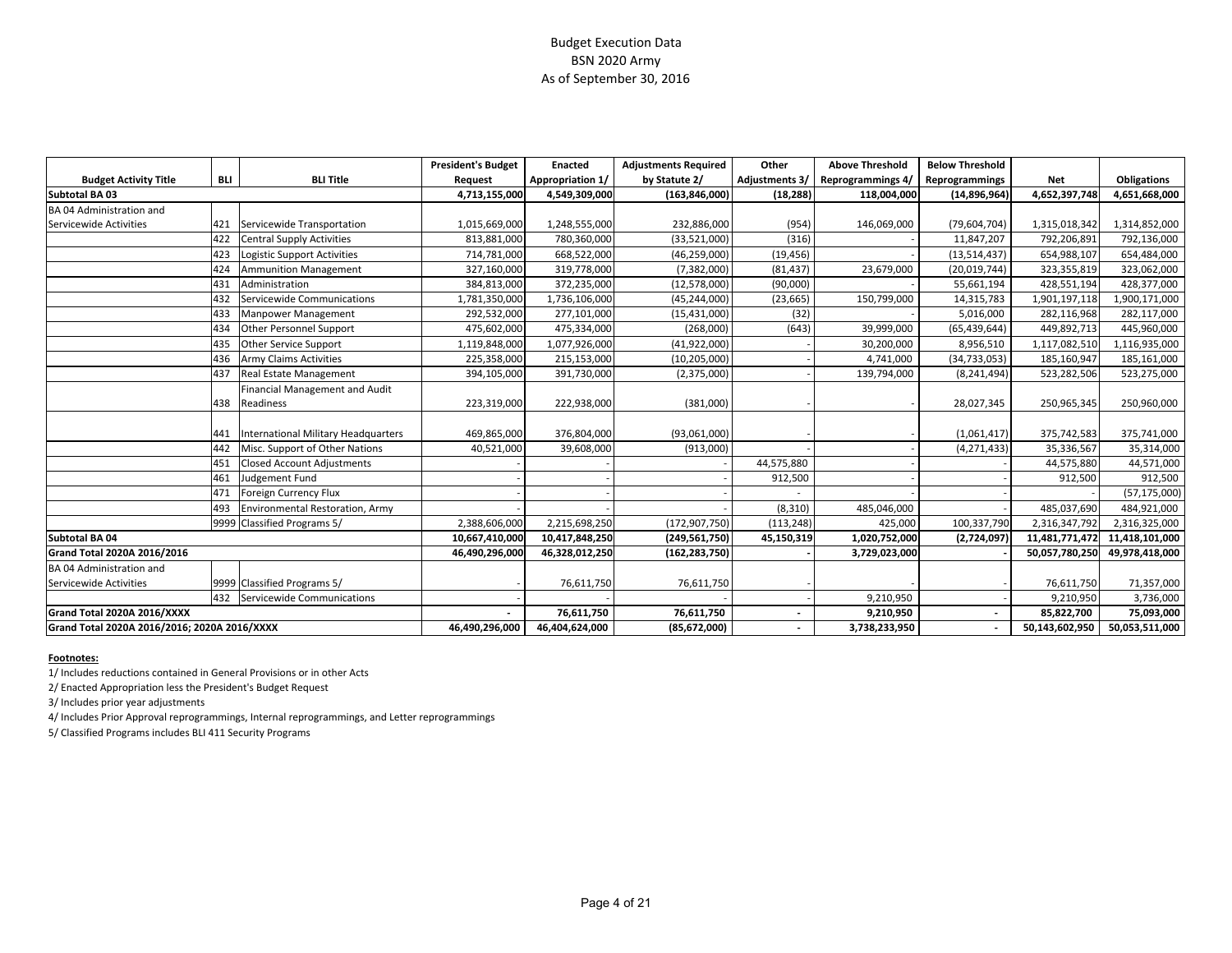# Budget Execution Data
## BSN 2020 Army
## As of September 30, 2016

| Budget Activity Title | BLI | BLI Title | President's Budget Request | Enacted Appropriation 1/ | Adjustments Required by Statute 2/ | Other Adjustments 3/ | Above Threshold Reprogrammings 4/ | Below Threshold Reprogrammings | Net | Obligations |
|---|---|---|---|---|---|---|---|---|---|---|
| **Subtotal BA 03** | | | **4,713,155,000** | **4,549,309,000** | **(163,846,000)** | **(18,288)** | **118,004,000** | **(14,896,964)** | **4,652,397,748** | **4,651,668,000** |
| BA 04 Administration and Servicewide Activities | 421 | Servicewide Transportation | 1,015,669,000 | 1,248,555,000 | 232,886,000 | (954) | 146,069,000 | (79,604,704) | 1,315,018,342 | 1,314,852,000 |
| | 422 | Central Supply Activities | 813,881,000 | 780,360,000 | (33,521,000) | (316) | - | 11,847,207 | 792,206,891 | 792,136,000 |
| | 423 | Logistic Support Activities | 714,781,000 | 668,522,000 | (46,259,000) | (19,456) | - | (13,514,437) | 654,988,107 | 654,484,000 |
| | 424 | Ammunition Management | 327,160,000 | 319,778,000 | (7,382,000) | (81,437) | 23,679,000 | (20,019,744) | 323,355,819 | 323,062,000 |
| | 431 | Administration | 384,813,000 | 372,235,000 | (12,578,000) | (90,000) | - | 55,661,194 | 428,551,194 | 428,377,000 |
| | 432 | Servicewide Communications | 1,781,350,000 | 1,736,106,000 | (45,244,000) | (23,665) | 150,799,000 | 14,315,783 | 1,901,197,118 | 1,900,171,000 |
| | 433 | Manpower Management | 292,532,000 | 277,101,000 | (15,431,000) | (32) | - | 5,016,000 | 282,116,968 | 282,117,000 |
| | 434 | Other Personnel Support | 475,602,000 | 475,334,000 | (268,000) | (643) | 39,999,000 | (65,439,644) | 449,892,713 | 445,960,000 |
| | 435 | Other Service Support | 1,119,848,000 | 1,077,926,000 | (41,922,000) | - | 30,200,000 | 8,956,510 | 1,117,082,510 | 1,116,935,000 |
| | 436 | Army Claims Activities | 225,358,000 | 215,153,000 | (10,205,000) | - | 4,741,000 | (34,733,053) | 185,160,947 | 185,161,000 |
| | 437 | Real Estate Management | 394,105,000 | 391,730,000 | (2,375,000) | - | 139,794,000 | (8,241,494) | 523,282,506 | 523,275,000 |
| | 438 | Financial Management and Audit Readiness | 223,319,000 | 222,938,000 | (381,000) | - | - | 28,027,345 | 250,965,345 | 250,960,000 |
| | 441 | International Military Headquarters | 469,865,000 | 376,804,000 | (93,061,000) | - | - | (1,061,417) | 375,742,583 | 375,741,000 |
| | 442 | Misc. Support of Other Nations | 40,521,000 | 39,608,000 | (913,000) | - | - | (4,271,433) | 35,336,567 | 35,314,000 |
| | 451 | Closed Account Adjustments | - | - | - | 44,575,880 | - | - | 44,575,880 | 44,571,000 |
| | 461 | Judgement Fund | - | - | - | 912,500 | - | - | 912,500 | 912,500 |
| | 471 | Foreign Currency Flux | - | - | - | - | - | - | - | (57,175,000) |
| | 493 | Environmental Restoration, Army | - | - | - | (8,310) | 485,046,000 | - | 485,037,690 | 484,921,000 |
| | 9999 | Classified Programs 5/ | 2,388,606,000 | 2,215,698,250 | (172,907,750) | (113,248) | 425,000 | 100,337,790 | 2,316,347,792 | 2,316,325,000 |
| **Subtotal BA 04** | | | **10,667,410,000** | **10,417,848,250** | **(249,561,750)** | **45,150,319** | **1,020,752,000** | **(2,724,097)** | **11,481,771,472** | **11,418,101,000** |
| **Grand Total 2020A 2016/2016** | | | **46,490,296,000** | **46,328,012,250** | **(162,283,750)** | **-** | **3,729,023,000** | **-** | **50,057,780,250** | **49,978,418,000** |
| BA 04 Administration and Servicewide Activities | 9999 | Classified Programs 5/ | - | 76,611,750 | 76,611,750 | - | | - | 76,611,750 | 71,357,000 |
| | 432 | Servicewide Communications | - | - | - | - | 9,210,950 | - | 9,210,950 | 3,736,000 |
| **Grand Total 2020A 2016/XXXX** | | | **-** | **76,611,750** | **76,611,750** | **-** | **9,210,950** | **-** | **85,822,700** | **75,093,000** |
| **Grand Total 2020A 2016/2016; 2020A 2016/XXXX** | | | **46,490,296,000** | **46,404,624,000** | **(85,672,000)** | **-** | **3,738,233,950** | **-** | **50,143,602,950** | **50,053,511,000** |

**Footnotes:**

1/ Includes reductions contained in General Provisions or in other Acts

2/ Enacted Appropriation less the President's Budget Request

3/ Includes prior year adjustments

4/ Includes Prior Approval reprogrammings, Internal reprogrammings, and Letter reprogrammings

5/ Classified Programs includes BLI 411 Security Programs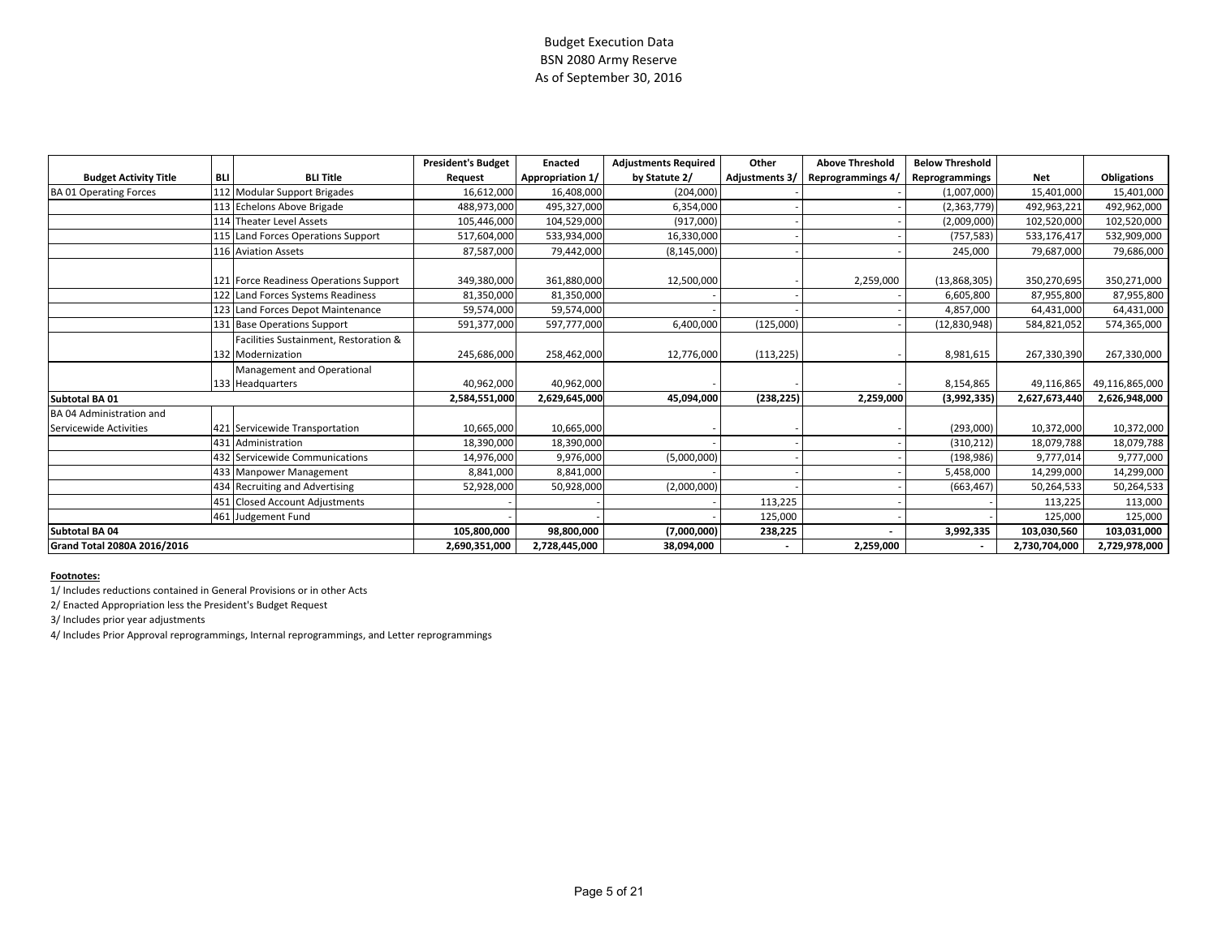# Budget Execution Data
## BSN 2080 Army Reserve
## As of September 30, 2016

| Budget Activity Title | BLI | BLI Title | President's Budget Request | Enacted Appropriation 1/ | Adjustments Required by Statute 2/ | Other Adjustments 3/ | Above Threshold Reprogrammings 4/ | Below Threshold Reprogrammings | Net | Obligations |
|---|---|---|---|---|---|---|---|---|---|---|
| BA 01 Operating Forces | 112 | Modular Support Brigades | 16,612,000 | 16,408,000 | (204,000) | - | - | (1,007,000) | 15,401,000 | 15,401,000 |
| | 113 | Echelons Above Brigade | 488,973,000 | 495,327,000 | 6,354,000 | - | - | (2,363,779) | 492,963,221 | 492,962,000 |
| | 114 | Theater Level Assets | 105,446,000 | 104,529,000 | (917,000) | - | - | (2,009,000) | 102,520,000 | 102,520,000 |
| | 115 | Land Forces Operations Support | 517,604,000 | 533,934,000 | 16,330,000 | - | - | (757,583) | 533,176,417 | 532,909,000 |
| | 116 | Aviation Assets | 87,587,000 | 79,442,000 | (8,145,000) | - | - | 245,000 | 79,687,000 | 79,686,000 |
| | 121 | Force Readiness Operations Support | 349,380,000 | 361,880,000 | 12,500,000 | - | 2,259,000 | (13,868,305) | 350,270,695 | 350,271,000 |
| | 122 | Land Forces Systems Readiness | 81,350,000 | 81,350,000 | - | - | - | 6,605,800 | 87,955,800 | 87,955,800 |
| | 123 | Land Forces Depot Maintenance | 59,574,000 | 59,574,000 | - | - | - | 4,857,000 | 64,431,000 | 64,431,000 |
| | 131 | Base Operations Support | 591,377,000 | 597,777,000 | 6,400,000 | (125,000) | - | (12,830,948) | 584,821,052 | 574,365,000 |
| | 132 | Facilities Sustainment, Restoration & Modernization | 245,686,000 | 258,462,000 | 12,776,000 | (113,225) | - | 8,981,615 | 267,330,390 | 267,330,000 |
| | 133 | Management and Operational Headquarters | 40,962,000 | 40,962,000 | - | - | - | 8,154,865 | 49,116,865 | 49,116,865,000 |
| **Subtotal BA 01** | | | **2,584,551,000** | **2,629,645,000** | **45,094,000** | **(238,225)** | **2,259,000** | **(3,992,335)** | **2,627,673,440** | **2,626,948,000** |
| BA 04 Administration and Servicewide Activities | 421 | Servicewide Transportation | 10,665,000 | 10,665,000 | - | - | - | (293,000) | 10,372,000 | 10,372,000 |
| | 431 | Administration | 18,390,000 | 18,390,000 | - | - | - | (310,212) | 18,079,788 | 18,079,788 |
| | 432 | Servicewide Communications | 14,976,000 | 9,976,000 | (5,000,000) | - | - | (198,986) | 9,777,014 | 9,777,000 |
| | 433 | Manpower Management | 8,841,000 | 8,841,000 | - | - | - | 5,458,000 | 14,299,000 | 14,299,000 |
| | 434 | Recruiting and Advertising | 52,928,000 | 50,928,000 | (2,000,000) | - | - | (663,467) | 50,264,533 | 50,264,533 |
| | 451 | Closed Account Adjustments | - | - | - | 113,225 | - | - | 113,225 | 113,000 |
| | 461 | Judgement Fund | - | - | - | 125,000 | - | - | 125,000 | 125,000 |
| **Subtotal BA 04** | | | **105,800,000** | **98,800,000** | **(7,000,000)** | **238,225** | **-** | **3,992,335** | **103,030,560** | **103,031,000** |
| **Grand Total 2080A 2016/2016** | | | **2,690,351,000** | **2,728,445,000** | **38,094,000** | **-** | **2,259,000** | **-** | **2,730,704,000** | **2,729,978,000** |

**Footnotes:**

1/ Includes reductions contained in General Provisions or in other Acts

2/ Enacted Appropriation less the President's Budget Request

3/ Includes prior year adjustments

4/ Includes Prior Approval reprogrammings, Internal reprogrammings, and Letter reprogrammings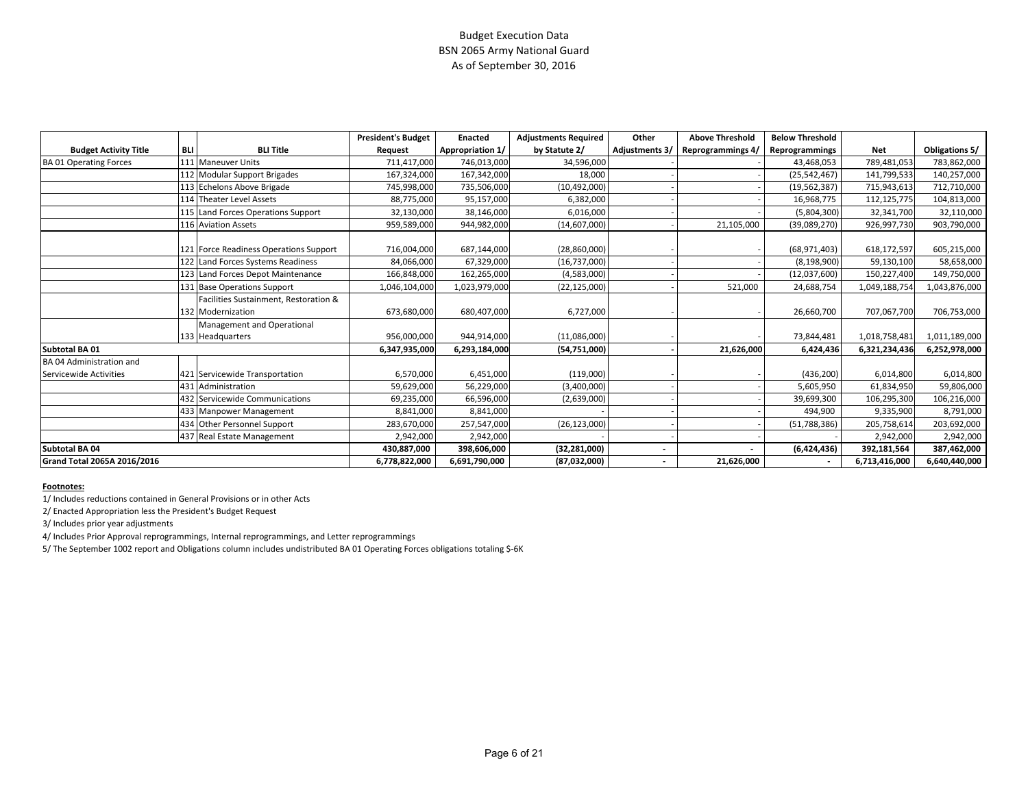# Budget Execution Data
## BSN 2065 Army National Guard
## As of September 30, 2016

| Budget Activity Title | BLI | BLI Title | President's Budget Request | Enacted Appropriation 1/ | Adjustments Required by Statute 2/ | Other Adjustments 3/ | Above Threshold Reprogrammings 4/ | Below Threshold Reprogrammings | Net | Obligations 5/ |
|---|---|---|---|---|---|---|---|---|---|---|
| BA 01 Operating Forces | 111 | Maneuver Units | 711,417,000 | 746,013,000 | 34,596,000 | - | - | 43,468,053 | 789,481,053 | 783,862,000 |
| | 112 | Modular Support Brigades | 167,324,000 | 167,342,000 | 18,000 | - | - | (25,542,467) | 141,799,533 | 140,257,000 |
| | 113 | Echelons Above Brigade | 745,998,000 | 735,506,000 | (10,492,000) | - | - | (19,562,387) | 715,943,613 | 712,710,000 |
| | 114 | Theater Level Assets | 88,775,000 | 95,157,000 | 6,382,000 | - | - | 16,968,775 | 112,125,775 | 104,813,000 |
| | 115 | Land Forces Operations Support | 32,130,000 | 38,146,000 | 6,016,000 | - | - | (5,804,300) | 32,341,700 | 32,110,000 |
| | 116 | Aviation Assets | 959,589,000 | 944,982,000 | (14,607,000) | - | 21,105,000 | (39,089,270) | 926,997,730 | 903,790,000 |
| | 121 | Force Readiness Operations Support | 716,004,000 | 687,144,000 | (28,860,000) | - | - | (68,971,403) | 618,172,597 | 605,215,000 |
| | 122 | Land Forces Systems Readiness | 84,066,000 | 67,329,000 | (16,737,000) | - | - | (8,198,900) | 59,130,100 | 58,658,000 |
| | 123 | Land Forces Depot Maintenance | 166,848,000 | 162,265,000 | (4,583,000) | - | - | (12,037,600) | 150,227,400 | 149,750,000 |
| | 131 | Base Operations Support | 1,046,104,000 | 1,023,979,000 | (22,125,000) | - | 521,000 | 24,688,754 | 1,049,188,754 | 1,043,876,000 |
| | 132 | Facilities Sustainment, Restoration & Modernization | 673,680,000 | 680,407,000 | 6,727,000 | - | - | 26,660,700 | 707,067,700 | 706,753,000 |
| | 133 | Management and Operational Headquarters | 956,000,000 | 944,914,000 | (11,086,000) | - | - | 73,844,481 | 1,018,758,481 | 1,011,189,000 |
| **Subtotal BA 01** | | | **6,347,935,000** | **6,293,184,000** | **(54,751,000)** | **-** | **21,626,000** | **6,424,436** | **6,321,234,436** | **6,252,978,000** |
| BA 04 Administration and Servicewide Activities | 421 | Servicewide Transportation | 6,570,000 | 6,451,000 | (119,000) | - | - | (436,200) | 6,014,800 | 6,014,800 |
| | 431 | Administration | 59,629,000 | 56,229,000 | (3,400,000) | - | - | 5,605,950 | 61,834,950 | 59,806,000 |
| | 432 | Servicewide Communications | 69,235,000 | 66,596,000 | (2,639,000) | - | - | 39,699,300 | 106,295,300 | 106,216,000 |
| | 433 | Manpower Management | 8,841,000 | 8,841,000 | - | - | - | 494,900 | 9,335,900 | 8,791,000 |
| | 434 | Other Personnel Support | 283,670,000 | 257,547,000 | (26,123,000) | - | - | (51,788,386) | 205,758,614 | 203,692,000 |
| | 437 | Real Estate Management | 2,942,000 | 2,942,000 | - | - | - | - | 2,942,000 | 2,942,000 |
| **Subtotal BA 04** | | | **430,887,000** | **398,606,000** | **(32,281,000)** | **-** | **-** | **(6,424,436)** | **392,181,564** | **387,462,000** |
| **Grand Total 2065A 2016/2016** | | | **6,778,822,000** | **6,691,790,000** | **(87,032,000)** | **-** | **21,626,000** | **-** | **6,713,416,000** | **6,640,440,000** |

**Footnotes:**

1/ Includes reductions contained in General Provisions or in other Acts

2/ Enacted Appropriation less the President's Budget Request

3/ Includes prior year adjustments

4/ Includes Prior Approval reprogrammings, Internal reprogrammings, and Letter reprogrammings

5/ The September 1002 report and Obligations column includes undistributed BA 01 Operating Forces obligations totaling $-6K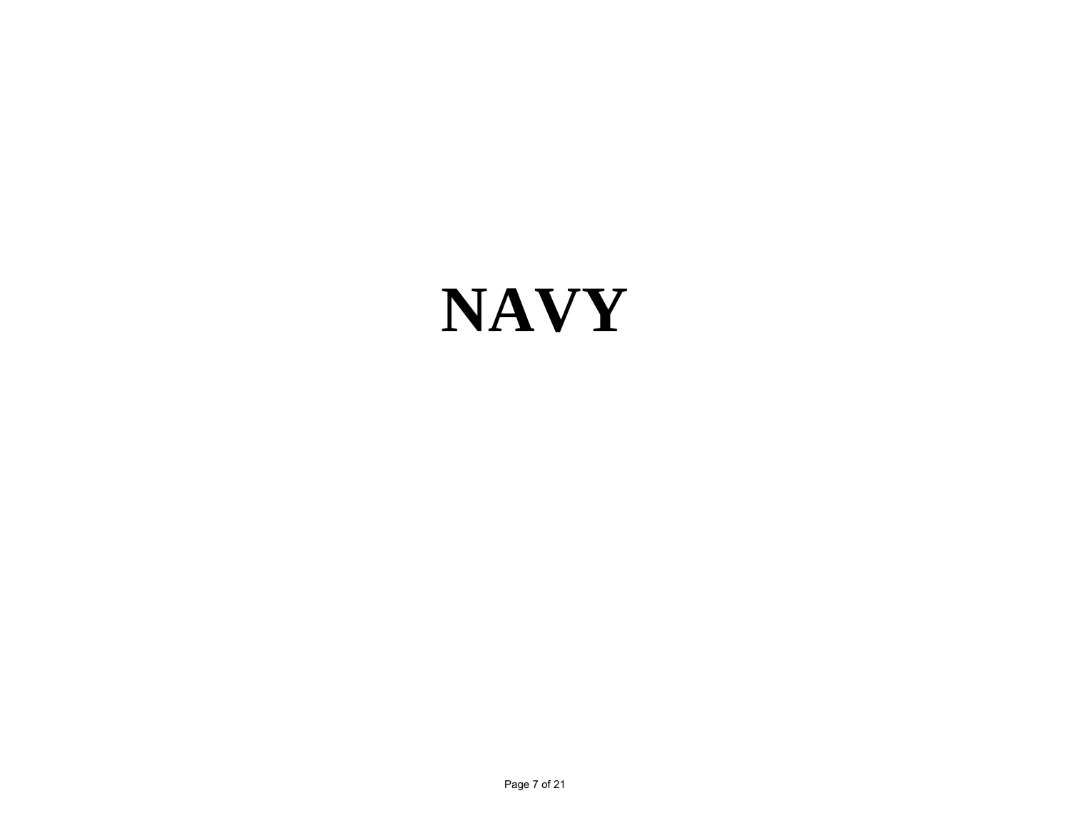# NAVY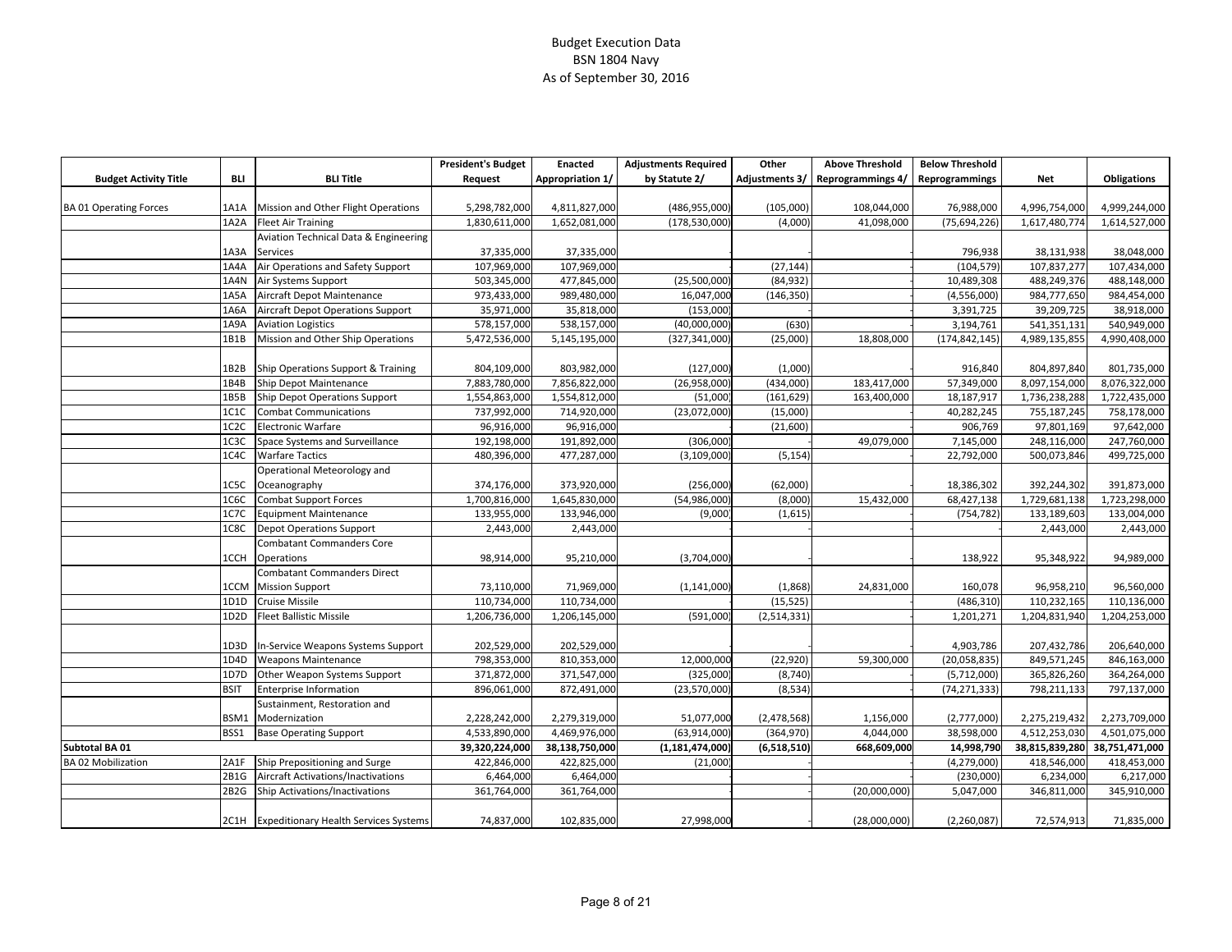# Budget Execution Data
## BSN 1804 Navy
## As of September 30, 2016

| Budget Activity Title | BLI | BLI Title | President's Budget Request | Enacted Appropriation 1/ | Adjustments Required by Statute 2/ | Other Adjustments 3/ | Above Threshold Reprogrammings 4/ | Below Threshold Reprogrammings | Net | Obligations |
|---|---|---|---|---|---|---|---|---|---|---|
| BA 01 Operating Forces | 1A1A | Mission and Other Flight Operations | 5,298,782,000 | 4,811,827,000 | (486,955,000) | (105,000) | 108,044,000 | 76,988,000 | 4,996,754,000 | 4,999,244,000 |
| | 1A2A | Fleet Air Training | 1,830,611,000 | 1,652,081,000 | (178,530,000) | (4,000) | 41,098,000 | (75,694,226) | 1,617,480,774 | 1,614,527,000 |
| | 1A3A | Aviation Technical Data & Engineering Services | 37,335,000 | 37,335,000 | | | - | 796,938 | 38,131,938 | 38,048,000 |
| | 1A4A | Air Operations and Safety Support | 107,969,000 | 107,969,000 | | (27,144) | - | (104,579) | 107,837,277 | 107,434,000 |
| | 1A4N | Air Systems Support | 503,345,000 | 477,845,000 | (25,500,000) | (84,932) | - | 10,489,308 | 488,249,376 | 488,148,000 |
| | 1A5A | Aircraft Depot Maintenance | 973,433,000 | 989,480,000 | 16,047,000 | (146,350) | - | (4,556,000) | 984,777,650 | 984,454,000 |
| | 1A6A | Aircraft Depot Operations Support | 35,971,000 | 35,818,000 | (153,000) | | - | 3,391,725 | 39,209,725 | 38,918,000 |
| | 1A9A | Aviation Logistics | 578,157,000 | 538,157,000 | (40,000,000) | (630) | - | 3,194,761 | 541,351,131 | 540,949,000 |
| | 1B1B | Mission and Other Ship Operations | 5,472,536,000 | 5,145,195,000 | (327,341,000) | (25,000) | 18,808,000 | (174,842,145) | 4,989,135,855 | 4,990,408,000 |
| | 1B2B | Ship Operations Support & Training | 804,109,000 | 803,982,000 | (127,000) | (1,000) | - | 916,840 | 804,897,840 | 801,735,000 |
| | 1B4B | Ship Depot Maintenance | 7,883,780,000 | 7,856,822,000 | (26,958,000) | (434,000) | 183,417,000 | 57,349,000 | 8,097,154,000 | 8,076,322,000 |
| | 1B5B | Ship Depot Operations Support | 1,554,863,000 | 1,554,812,000 | (51,000) | (161,629) | 163,400,000 | 18,187,917 | 1,736,238,288 | 1,722,435,000 |
| | 1C1C | Combat Communications | 737,992,000 | 714,920,000 | (23,072,000) | (15,000) | - | 40,282,245 | 755,187,245 | 758,178,000 |
| | 1C2C | Electronic Warfare | 96,916,000 | 96,916,000 | | (21,600) | - | 906,769 | 97,801,169 | 97,642,000 |
| | 1C3C | Space Systems and Surveillance | 192,198,000 | 191,892,000 | (306,000) | - | 49,079,000 | 7,145,000 | 248,116,000 | 247,760,000 |
| | 1C4C | Warfare Tactics | 480,396,000 | 477,287,000 | (3,109,000) | (5,154) | - | 22,792,000 | 500,073,846 | 499,725,000 |
| | 1C5C | Operational Meteorology and Oceanography | 374,176,000 | 373,920,000 | (256,000) | (62,000) | - | 18,386,302 | 392,244,302 | 391,873,000 |
| | 1C6C | Combat Support Forces | 1,700,816,000 | 1,645,830,000 | (54,986,000) | (8,000) | 15,432,000 | 68,427,138 | 1,729,681,138 | 1,723,298,000 |
| | 1C7C | Equipment Maintenance | 133,955,000 | 133,946,000 | (9,000) | (1,615) | - | (754,782) | 133,189,603 | 133,004,000 |
| | 1C8C | Depot Operations Support | 2,443,000 | 2,443,000 | | | - | | 2,443,000 | 2,443,000 |
| | 1CCH | Combatant Commanders Core Operations | 98,914,000 | 95,210,000 | (3,704,000) | | - | 138,922 | 95,348,922 | 94,989,000 |
| | 1CCM | Combatant Commanders Direct Mission Support | 73,110,000 | 71,969,000 | (1,141,000) | (1,868) | 24,831,000 | 160,078 | 96,958,210 | 96,560,000 |
| | 1D1D | Cruise Missile | 110,734,000 | 110,734,000 | | (15,525) | - | (486,310) | 110,232,165 | 110,136,000 |
| | 1D2D | Fleet Ballistic Missile | 1,206,736,000 | 1,206,145,000 | (591,000) | (2,514,331) | - | 1,201,271 | 1,204,831,940 | 1,204,253,000 |
| | 1D3D | In-Service Weapons Systems Support | 202,529,000 | 202,529,000 | | | - | 4,903,786 | 207,432,786 | 206,640,000 |
| | 1D4D | Weapons Maintenance | 798,353,000 | 810,353,000 | 12,000,000 | (22,920) | 59,300,000 | (20,058,835) | 849,571,245 | 846,163,000 |
| | 1D7D | Other Weapon Systems Support | 371,872,000 | 371,547,000 | (325,000) | (8,740) | - | (5,712,000) | 365,826,260 | 364,264,000 |
| | BSIT | Enterprise Information | 896,061,000 | 872,491,000 | (23,570,000) | (8,534) | - | (74,271,333) | 798,211,133 | 797,137,000 |
| | BSM1 | Sustainment, Restoration and Modernization | 2,228,242,000 | 2,279,319,000 | 51,077,000 | (2,478,568) | 1,156,000 | (2,777,000) | 2,275,219,432 | 2,273,709,000 |
| | BSS1 | Base Operating Support | 4,533,890,000 | 4,469,976,000 | (63,914,000) | (364,970) | 4,044,000 | 38,598,000 | 4,512,253,030 | 4,501,075,000 |
| **Subtotal BA 01** | | | **39,320,224,000** | **38,138,750,000** | **(1,181,474,000)** | **(6,518,510)** | **668,609,000** | **14,998,790** | **38,815,839,280** | **38,751,471,000** |
| BA 02 Mobilization | 2A1F | Ship Prepositioning and Surge | 422,846,000 | 422,825,000 | (21,000) | | - | (4,279,000) | 418,546,000 | 418,453,000 |
| | 2B1G | Aircraft Activations/Inactivations | 6,464,000 | 6,464,000 | | | - | (230,000) | 6,234,000 | 6,217,000 |
| | 2B2G | Ship Activations/Inactivations | 361,764,000 | 361,764,000 | | - | (20,000,000) | 5,047,000 | 346,811,000 | 345,910,000 |
| | 2C1H | Expeditionary Health Services Systems | 74,837,000 | 102,835,000 | 27,998,000 | - | (28,000,000) | (2,260,087) | 72,574,913 | 71,835,000 |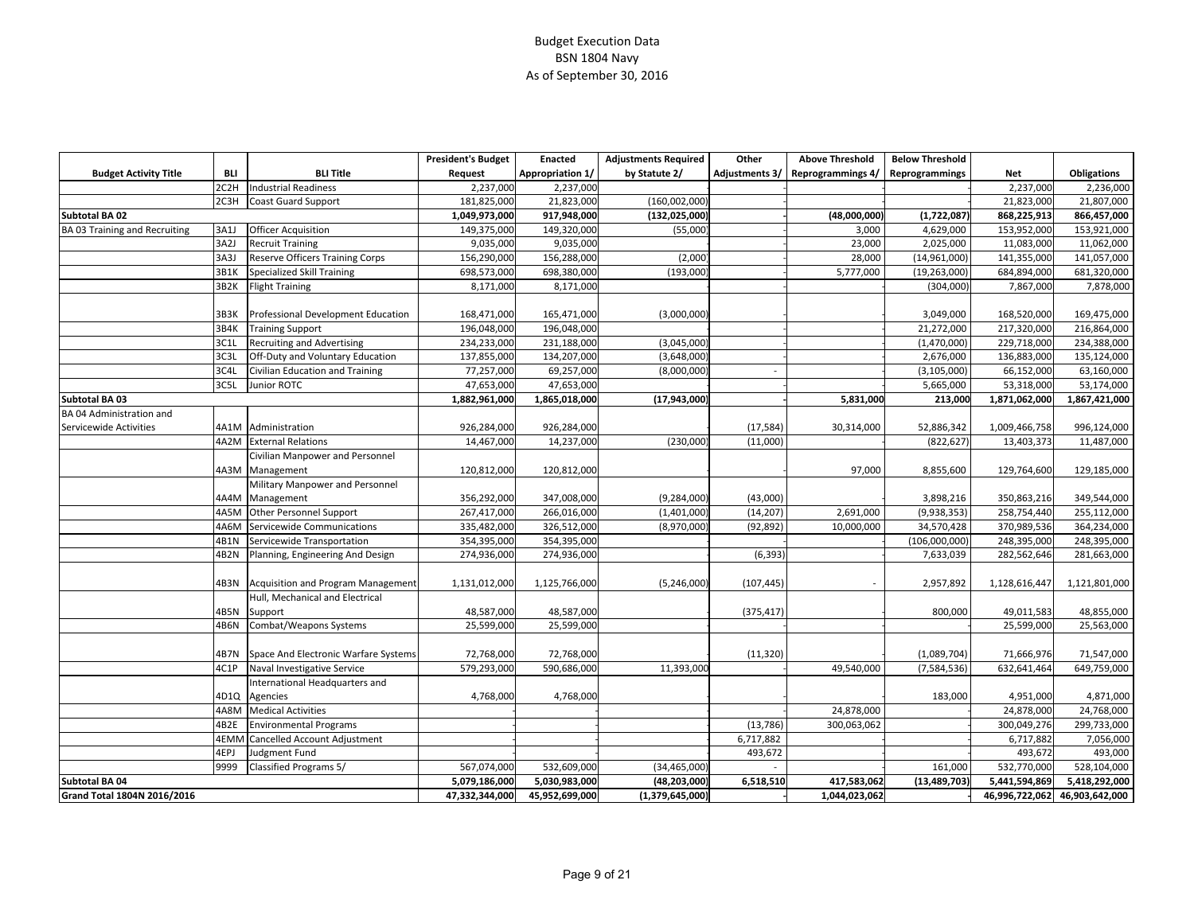# Budget Execution Data
# BSN 1804 Navy
# As of September 30, 2016

| Budget Activity Title | BLI | BLI Title | President's Budget Request | Enacted Appropriation 1/ | Adjustments Required by Statute 2/ | Other Adjustments 3/ | Above Threshold Reprogrammings 4/ | Below Threshold Reprogrammings | Net | Obligations |
|---|---|---|---|---|---|---|---|---|---|---|
| | 2C2H | Industrial Readiness | 2,237,000 | 2,237,000 | | | | - | 2,237,000 | 2,236,000 |
| | 2C3H | Coast Guard Support | 181,825,000 | 21,823,000 | (160,002,000) | | | - | 21,823,000 | 21,807,000 |
| **Subtotal BA 02** | | | **1,049,973,000** | **917,948,000** | **(132,025,000)** | **-** | **(48,000,000)** | **(1,722,087)** | **868,225,913** | **866,457,000** |
| BA 03 Training and Recruiting | 3A1J | Officer Acquisition | 149,375,000 | 149,320,000 | (55,000) | | 3,000 | 4,629,000 | 153,952,000 | 153,921,000 |
| | 3A2J | Recruit Training | 9,035,000 | 9,035,000 | | | 23,000 | 2,025,000 | 11,083,000 | 11,062,000 |
| | 3A3J | Reserve Officers Training Corps | 156,290,000 | 156,288,000 | (2,000) | | 28,000 | (14,961,000) | 141,355,000 | 141,057,000 |
| | 3B1K | Specialized Skill Training | 698,573,000 | 698,380,000 | (193,000) | | 5,777,000 | (19,263,000) | 684,894,000 | 681,320,000 |
| | 3B2K | Flight Training | 8,171,000 | 8,171,000 | | | | (304,000) | 7,867,000 | 7,878,000 |
| | 3B3K | Professional Development Education | 168,471,000 | 165,471,000 | (3,000,000) | | | 3,049,000 | 168,520,000 | 169,475,000 |
| | 3B4K | Training Support | 196,048,000 | 196,048,000 | | | | 21,272,000 | 217,320,000 | 216,864,000 |
| | 3C1L | Recruiting and Advertising | 234,233,000 | 231,188,000 | (3,045,000) | | | (1,470,000) | 229,718,000 | 234,388,000 |
| | 3C3L | Off-Duty and Voluntary Education | 137,855,000 | 134,207,000 | (3,648,000) | | | 2,676,000 | 136,883,000 | 135,124,000 |
| | 3C4L | Civilian Education and Training | 77,257,000 | 69,257,000 | (8,000,000) | - | | (3,105,000) | 66,152,000 | 63,160,000 |
| | 3C5L | Junior ROTC | 47,653,000 | 47,653,000 | | | | 5,665,000 | 53,318,000 | 53,174,000 |
| **Subtotal BA 03** | | | **1,882,961,000** | **1,865,018,000** | **(17,943,000)** | **-** | **5,831,000** | **213,000** | **1,871,062,000** | **1,867,421,000** |
| BA 04 Administration and Servicewide Activities | 4A1M | Administration | 926,284,000 | 926,284,000 | | (17,584) | 30,314,000 | 52,886,342 | 1,009,466,758 | 996,124,000 |
| | 4A2M | External Relations | 14,467,000 | 14,237,000 | (230,000) | (11,000) | | (822,627) | 13,403,373 | 11,487,000 |
| | 4A3M | Civilian Manpower and Personnel Management | 120,812,000 | 120,812,000 | | | 97,000 | 8,855,600 | 129,764,600 | 129,185,000 |
| | 4A4M | Military Manpower and Personnel Management | 356,292,000 | 347,008,000 | (9,284,000) | (43,000) | | 3,898,216 | 350,863,216 | 349,544,000 |
| | 4A5M | Other Personnel Support | 267,417,000 | 266,016,000 | (1,401,000) | (14,207) | 2,691,000 | (9,938,353) | 258,754,440 | 255,112,000 |
| | 4A6M | Servicewide Communications | 335,482,000 | 326,512,000 | (8,970,000) | (92,892) | 10,000,000 | 34,570,428 | 370,989,536 | 364,234,000 |
| | 4B1N | Servicewide Transportation | 354,395,000 | 354,395,000 | | | | (106,000,000) | 248,395,000 | 248,395,000 |
| | 4B2N | Planning, Engineering And Design | 274,936,000 | 274,936,000 | | (6,393) | | 7,633,039 | 282,562,646 | 281,663,000 |
| | 4B3N | Acquisition and Program Management | 1,131,012,000 | 1,125,766,000 | (5,246,000) | (107,445) | - | 2,957,892 | 1,128,616,447 | 1,121,801,000 |
| | 4B5N | Hull, Mechanical and Electrical Support | 48,587,000 | 48,587,000 | | (375,417) | | 800,000 | 49,011,583 | 48,855,000 |
| | 4B6N | Combat/Weapons Systems | 25,599,000 | 25,599,000 | | | | - | 25,599,000 | 25,563,000 |
| | 4B7N | Space And Electronic Warfare Systems | 72,768,000 | 72,768,000 | | (11,320) | | (1,089,704) | 71,666,976 | 71,547,000 |
| | 4C1P | Naval Investigative Service | 579,293,000 | 590,686,000 | 11,393,000 | | 49,540,000 | (7,584,536) | 632,641,464 | 649,759,000 |
| | 4D1Q | International Headquarters and Agencies | 4,768,000 | 4,768,000 | | | | 183,000 | 4,951,000 | 4,871,000 |
| | 4A8M | Medical Activities | - | - | | | 24,878,000 | - | 24,878,000 | 24,768,000 |
| | 4B2E | Environmental Programs | - | - | | (13,786) | 300,063,062 | - | 300,049,276 | 299,733,000 |
| | 4EMM | Cancelled Account Adjustment | - | - | | 6,717,882 | | - | 6,717,882 | 7,056,000 |
| | 4EPJ | Judgment Fund | - | - | | 493,672 | | - | 493,672 | 493,000 |
| | 9999 | Classified Programs 5/ | 567,074,000 | 532,609,000 | (34,465,000) | - | | 161,000 | 532,770,000 | 528,104,000 |
| **Subtotal BA 04** | | | **5,079,186,000** | **5,030,983,000** | **(48,203,000)** | **6,518,510** | **417,583,062** | **(13,489,703)** | **5,441,594,869** | **5,418,292,000** |
| **Grand Total 1804N 2016/2016** | | | **47,332,344,000** | **45,952,699,000** | **(1,379,645,000)** | **-** | **1,044,023,062** | **-** | **46,996,722,062** | **46,903,642,000** |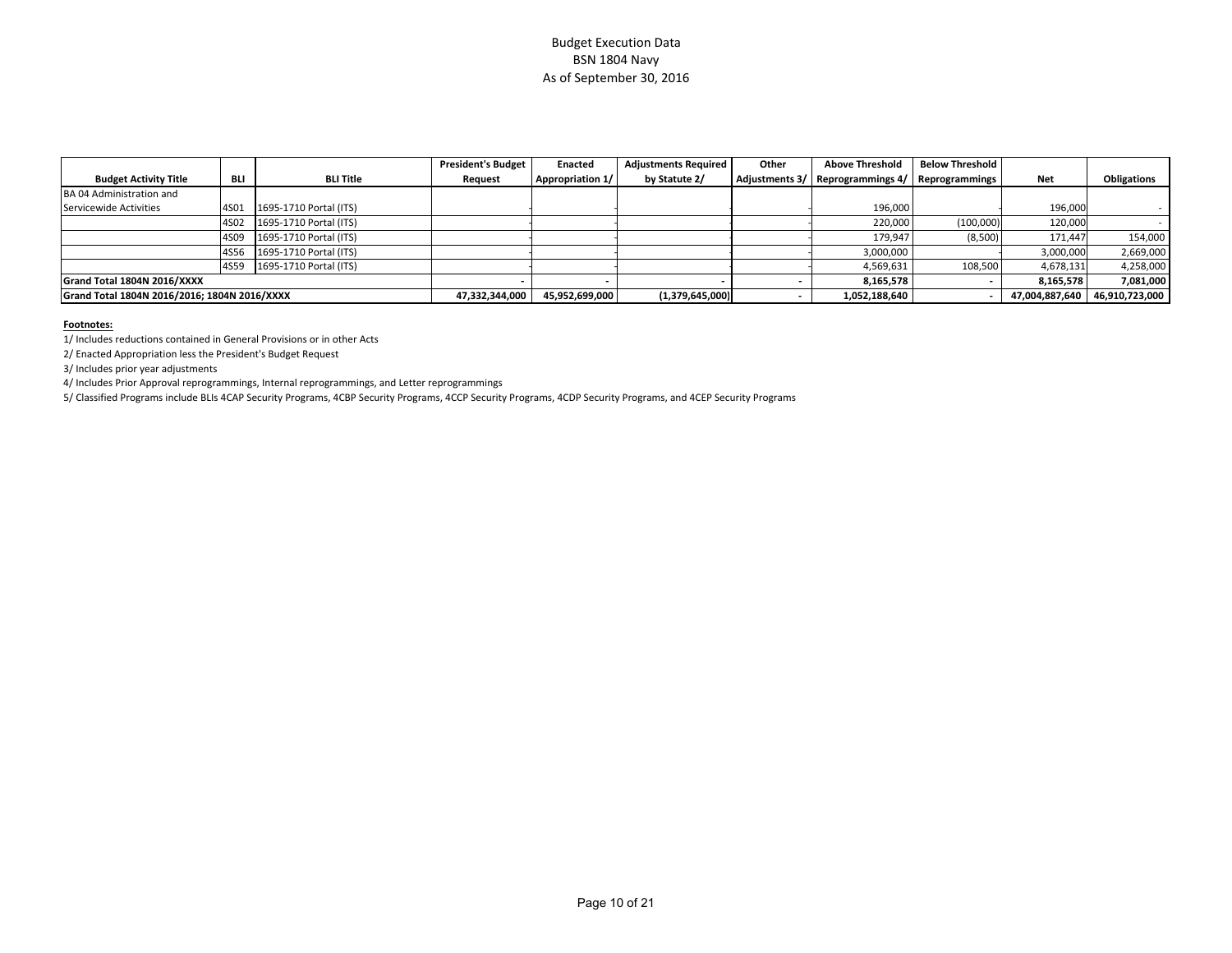Budget Execution Data
BSN 1804 Navy
As of September 30, 2016

| Budget Activity Title | BLI | BLI Title | President's Budget Request | Enacted Appropriation 1/ | Adjustments Required by Statute 2/ | Other Adjustments 3/ | Above Threshold Reprogrammings 4/ | Below Threshold Reprogrammings | Net | Obligations |
|---|---|---|---|---|---|---|---|---|---|---|
| BA 04 Administration and Servicewide Activities | 4S01 | 1695-1710 Portal (ITS) | | - | | - | 196,000 | - | 196,000 | - |
| | 4S02 | 1695-1710 Portal (ITS) | | - | | - | 220,000 | (100,000) | 120,000 | - |
| | 4S09 | 1695-1710 Portal (ITS) | | - | | - | 179,947 | (8,500) | 171,447 | 154,000 |
| | 4S56 | 1695-1710 Portal (ITS) | | - | | - | 3,000,000 | - | 3,000,000 | 2,669,000 |
| | 4S59 | 1695-1710 Portal (ITS) | | - | | - | 4,569,631 | 108,500 | 4,678,131 | 4,258,000 |
| **Grand Total 1804N 2016/XXXX** | | | **-** | **-** | **-** | **-** | **8,165,578** | **-** | **8,165,578** | **7,081,000** |
| **Grand Total 1804N 2016/2016; 1804N 2016/XXXX** | | | **47,332,344,000** | **45,952,699,000** | **(1,379,645,000)** | **-** | **1,052,188,640** | **-** | **47,004,887,640** | **46,910,723,000** |

**Footnotes:**

1/ Includes reductions contained in General Provisions or in other Acts

2/ Enacted Appropriation less the President's Budget Request

3/ Includes prior year adjustments

4/ Includes Prior Approval reprogrammings, Internal reprogrammings, and Letter reprogrammings

5/ Classified Programs include BLIs 4CAP Security Programs, 4CBP Security Programs, 4CCP Security Programs, 4CDP Security Programs, and 4CEP Security Programs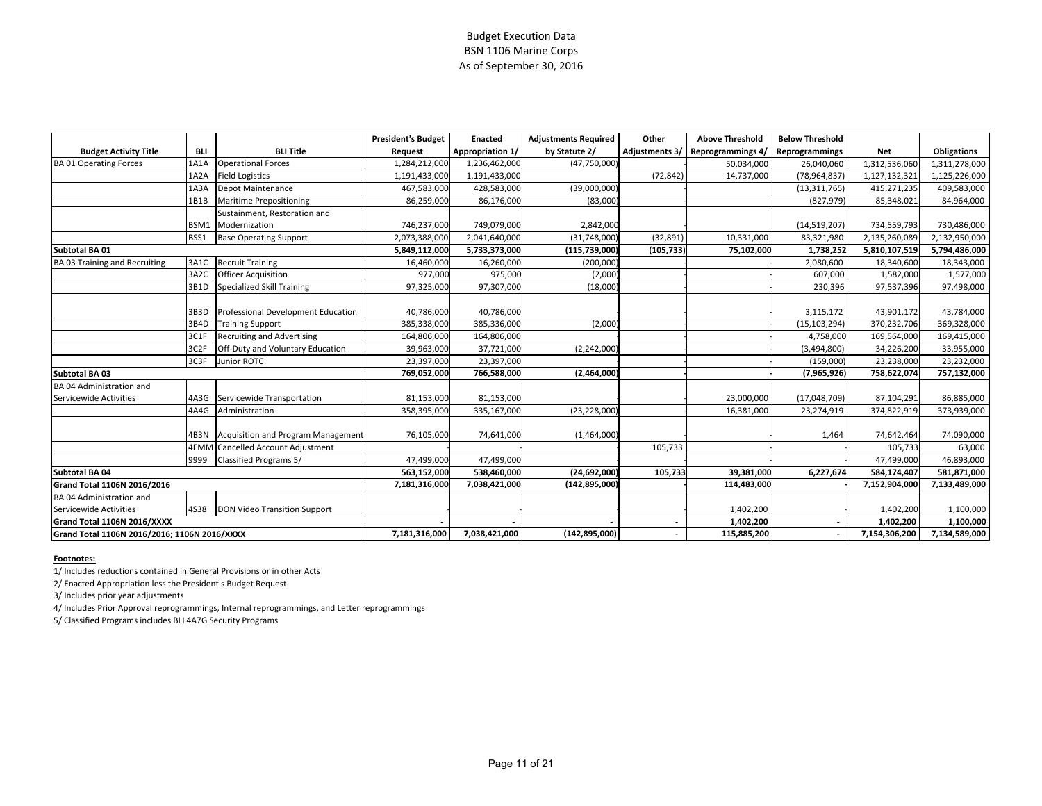# Budget Execution Data
## BSN 1106 Marine Corps
## As of September 30, 2016

| Budget Activity Title | BLI | BLI Title | President's Budget Request | Enacted Appropriation 1/ | Adjustments Required by Statute 2/ | Other Adjustments 3/ | Above Threshold Reprogrammings 4/ | Below Threshold Reprogrammings | Net | Obligations |
|---|---|---|---|---|---|---|---|---|---|---|
| BA 01 Operating Forces | 1A1A | Operational Forces | 1,284,212,000 | 1,236,462,000 | (47,750,000) | - | 50,034,000 | 26,040,060 | 1,312,536,060 | 1,311,278,000 |
| | 1A2A | Field Logistics | 1,191,433,000 | 1,191,433,000 | - | (72,842) | 14,737,000 | (78,964,837) | 1,127,132,321 | 1,125,226,000 |
| | 1A3A | Depot Maintenance | 467,583,000 | 428,583,000 | (39,000,000) | - | - | (13,311,765) | 415,271,235 | 409,583,000 |
| | 1B1B | Maritime Prepositioning | 86,259,000 | 86,176,000 | (83,000) | - | | (827,979) | 85,348,021 | 84,964,000 |
| | BSM1 | Sustainment, Restoration and Modernization | 746,237,000 | 749,079,000 | 2,842,000 | | | (14,519,207) | 734,559,793 | 730,486,000 |
| | BSS1 | Base Operating Support | 2,073,388,000 | 2,041,640,000 | (31,748,000) | (32,891) | 10,331,000 | 83,321,980 | 2,135,260,089 | 2,132,950,000 |
| **Subtotal BA 01** | | | **5,849,112,000** | **5,733,373,000** | **(115,739,000)** | **(105,733)** | **75,102,000** | **1,738,252** | **5,810,107,519** | **5,794,486,000** |
| BA 03 Training and Recruiting | 3A1C | Recruit Training | 16,460,000 | 16,260,000 | (200,000) | - | - | 2,080,600 | 18,340,600 | 18,343,000 |
| | 3A2C | Officer Acquisition | 977,000 | 975,000 | (2,000) | - | - | 607,000 | 1,582,000 | 1,577,000 |
| | 3B1D | Specialized Skill Training | 97,325,000 | 97,307,000 | (18,000) | - | - | 230,396 | 97,537,396 | 97,498,000 |
| | 3B3D | Professional Development Education | 40,786,000 | 40,786,000 | | - | - | 3,115,172 | 43,901,172 | 43,784,000 |
| | 3B4D | Training Support | 385,338,000 | 385,336,000 | (2,000) | - | - | (15,103,294) | 370,232,706 | 369,328,000 |
| | 3C1F | Recruiting and Advertising | 164,806,000 | 164,806,000 | | - | - | 4,758,000 | 169,564,000 | 169,415,000 |
| | 3C2F | Off-Duty and Voluntary Education | 39,963,000 | 37,721,000 | (2,242,000) | - | - | (3,494,800) | 34,226,200 | 33,955,000 |
| | 3C3F | Junior ROTC | 23,397,000 | 23,397,000 | | - | - | (159,000) | 23,238,000 | 23,232,000 |
| **Subtotal BA 03** | | | **769,052,000** | **766,588,000** | **(2,464,000)** | **-** | **-** | **(7,965,926)** | **758,622,074** | **757,132,000** |
| BA 04 Administration and Servicewide Activities | 4A3G | Servicewide Transportation | 81,153,000 | 81,153,000 | | - | 23,000,000 | (17,048,709) | 87,104,291 | 86,885,000 |
| | 4A4G | Administration | 358,395,000 | 335,167,000 | (23,228,000) | - | 16,381,000 | 23,274,919 | 374,822,919 | 373,939,000 |
| | 4B3N | Acquisition and Program Management | 76,105,000 | 74,641,000 | (1,464,000) | - | | 1,464 | 74,642,464 | 74,090,000 |
| | 4EMM | Cancelled Account Adjustment | | | | 105,733 | | | 105,733 | 63,000 |
| | 9999 | Classified Programs 5/ | 47,499,000 | 47,499,000 | | | | | 47,499,000 | 46,893,000 |
| **Subtotal BA 04** | | | **563,152,000** | **538,460,000** | **(24,692,000)** | **105,733** | **39,381,000** | **6,227,674** | **584,174,407** | **581,871,000** |
| **Grand Total 1106N 2016/2016** | | | **7,181,316,000** | **7,038,421,000** | **(142,895,000)** | **-** | **114,483,000** | **-** | **7,152,904,000** | **7,133,489,000** |
| BA 04 Administration and Servicewide Activities | 4S38 | DON Video Transition Support | | | | | 1,402,200 | | 1,402,200 | 1,100,000 |
| **Grand Total 1106N 2016/XXXX** | | | **-** | **-** | **-** | **-** | **1,402,200** | **-** | **1,402,200** | **1,100,000** |
| **Grand Total 1106N 2016/2016; 1106N 2016/XXXX** | | | **7,181,316,000** | **7,038,421,000** | **(142,895,000)** | **-** | **115,885,200** | **-** | **7,154,306,200** | **7,134,589,000** |

**Footnotes:**

1/ Includes reductions contained in General Provisions or in other Acts

2/ Enacted Appropriation less the President's Budget Request

3/ Includes prior year adjustments

4/ Includes Prior Approval reprogrammings, Internal reprogrammings, and Letter reprogrammings

5/ Classified Programs includes BLI 4A7G Security Programs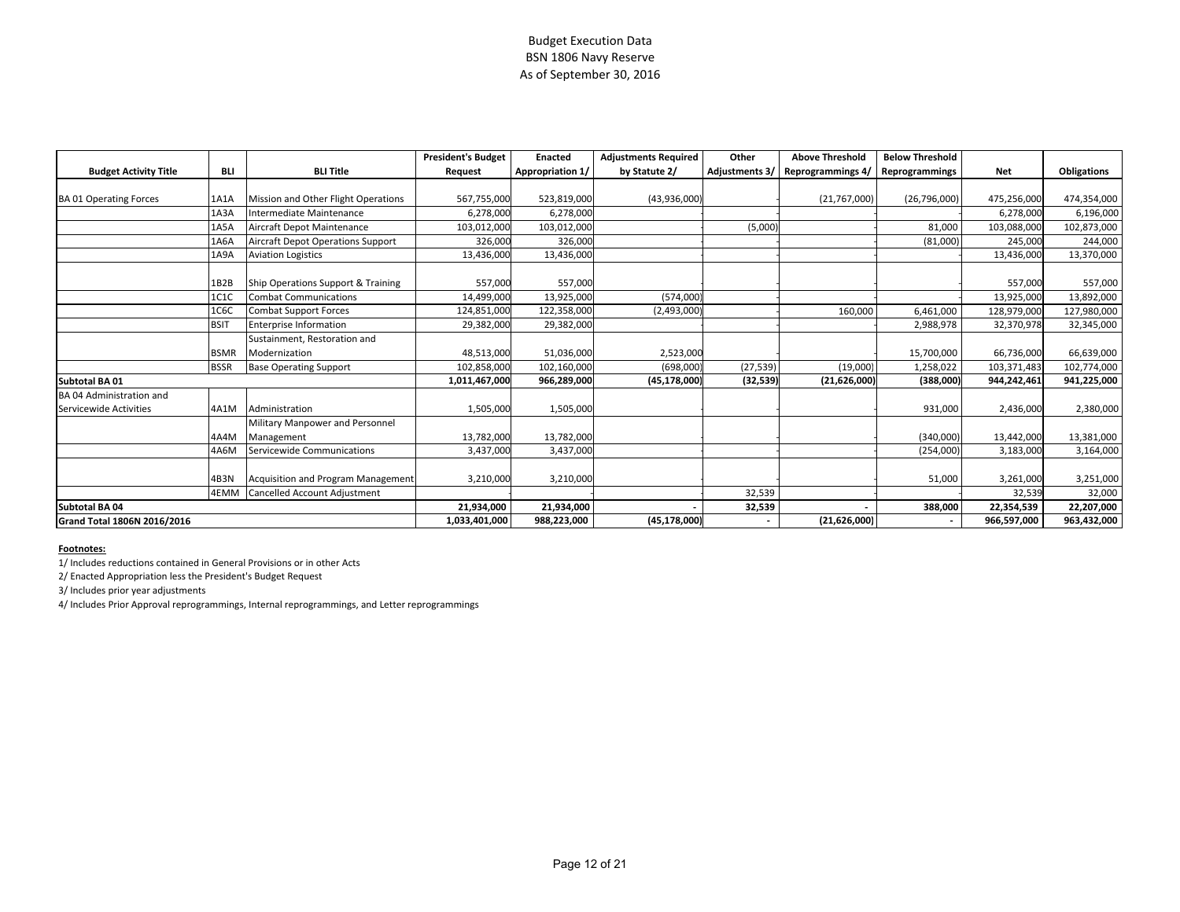Budget Execution Data
BSN 1806 Navy Reserve
As of September 30, 2016

| Budget Activity Title | BLI | BLI Title | President's Budget Request | Enacted Appropriation 1/ | Adjustments Required by Statute 2/ | Other Adjustments 3/ | Above Threshold Reprogrammings 4/ | Below Threshold Reprogrammings | Net | Obligations |
|---|---|---|---|---|---|---|---|---|---|---|
| BA 01 Operating Forces | 1A1A | Mission and Other Flight Operations | 567,755,000 | 523,819,000 | (43,936,000) | - | (21,767,000) | (26,796,000) | 475,256,000 | 474,354,000 |
| | 1A3A | Intermediate Maintenance | 6,278,000 | 6,278,000 | - | - | - | - | 6,278,000 | 6,196,000 |
| | 1A5A | Aircraft Depot Maintenance | 103,012,000 | 103,012,000 | - | (5,000) | - | 81,000 | 103,088,000 | 102,873,000 |
| | 1A6A | Aircraft Depot Operations Support | 326,000 | 326,000 | - | - | - | (81,000) | 245,000 | 244,000 |
| | 1A9A | Aviation Logistics | 13,436,000 | 13,436,000 | - | - | - | - | 13,436,000 | 13,370,000 |
| | 1B2B | Ship Operations Support & Training | 557,000 | 557,000 | - | - | - | - | 557,000 | 557,000 |
| | 1C1C | Combat Communications | 14,499,000 | 13,925,000 | (574,000) | - | - | - | 13,925,000 | 13,892,000 |
| | 1C6C | Combat Support Forces | 124,851,000 | 122,358,000 | (2,493,000) | - | 160,000 | 6,461,000 | 128,979,000 | 127,980,000 |
| | BSIT | Enterprise Information | 29,382,000 | 29,382,000 | - | - | - | 2,988,978 | 32,370,978 | 32,345,000 |
| | BSMR | Sustainment, Restoration and Modernization | 48,513,000 | 51,036,000 | 2,523,000 | - | - | 15,700,000 | 66,736,000 | 66,639,000 |
| | BSSR | Base Operating Support | 102,858,000 | 102,160,000 | (698,000) | (27,539) | (19,000) | 1,258,022 | 103,371,483 | 102,774,000 |
| **Subtotal BA 01** | | | **1,011,467,000** | **966,289,000** | **(45,178,000)** | **(32,539)** | **(21,626,000)** | **(388,000)** | **944,242,461** | **941,225,000** |
| BA 04 Administration and Servicewide Activities | 4A1M | Administration | 1,505,000 | 1,505,000 | - | - | - | 931,000 | 2,436,000 | 2,380,000 |
| | 4A4M | Military Manpower and Personnel Management | 13,782,000 | 13,782,000 | - | - | - | (340,000) | 13,442,000 | 13,381,000 |
| | 4A6M | Servicewide Communications | 3,437,000 | 3,437,000 | - | - | - | (254,000) | 3,183,000 | 3,164,000 |
| | 4B3N | Acquisition and Program Management | 3,210,000 | 3,210,000 | - | - | - | 51,000 | 3,261,000 | 3,251,000 |
| | 4EMM | Cancelled Account Adjustment | - | - | - | 32,539 | - | - | 32,539 | 32,000 |
| **Subtotal BA 04** | | | **21,934,000** | **21,934,000** | **-** | **32,539** | **-** | **388,000** | **22,354,539** | **22,207,000** |
| **Grand Total 1806N 2016/2016** | | | **1,033,401,000** | **988,223,000** | **(45,178,000)** | **-** | **(21,626,000)** | **-** | **966,597,000** | **963,432,000** |

**Footnotes:**

1/ Includes reductions contained in General Provisions or in other Acts

2/ Enacted Appropriation less the President's Budget Request

3/ Includes prior year adjustments

4/ Includes Prior Approval reprogrammings, Internal reprogrammings, and Letter reprogrammings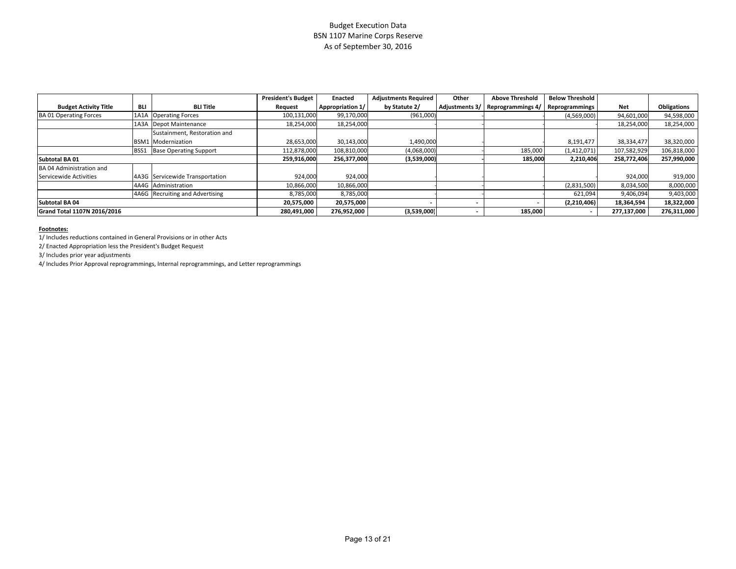# Budget Execution Data
## BSN 1107 Marine Corps Reserve
## As of September 30, 2016

| Budget Activity Title | BLI | BLI Title | President's Budget Request | Enacted Appropriation 1/ | Adjustments Required by Statute 2/ | Other Adjustments 3/ | Above Threshold Reprogrammings 4/ | Below Threshold Reprogrammings | Net | Obligations |
|---|---|---|---|---|---|---|---|---|---|---|
| BA 01 Operating Forces | 1A1A | Operating Forces | 100,131,000 | 99,170,000 | (961,000) | - | - | (4,569,000) | 94,601,000 | 94,598,000 |
| | 1A3A | Depot Maintenance | 18,254,000 | 18,254,000 | | - | - | - | 18,254,000 | 18,254,000 |
| | BSM1 | Sustainment, Restoration and Modernization | 28,653,000 | 30,143,000 | 1,490,000 | - | - | 8,191,477 | 38,334,477 | 38,320,000 |
| | BSS1 | Base Operating Support | 112,878,000 | 108,810,000 | (4,068,000) | - | 185,000 | (1,412,071) | 107,582,929 | 106,818,000 |
| **Subtotal BA 01** | | | **259,916,000** | **256,377,000** | **(3,539,000)** | **-** | **185,000** | **2,210,406** | **258,772,406** | **257,990,000** |
| BA 04 Administration and Servicewide Activities | 4A3G | Servicewide Transportation | 924,000 | 924,000 | | - | - | - | 924,000 | 919,000 |
| | 4A4G | Administration | 10,866,000 | 10,866,000 | | - | - | (2,831,500) | 8,034,500 | 8,000,000 |
| | 4A6G | Recruiting and Advertising | 8,785,000 | 8,785,000 | | - | - | 621,094 | 9,406,094 | 9,403,000 |
| **Subtotal BA 04** | | | **20,575,000** | **20,575,000** | **-** | **-** | **-** | **(2,210,406)** | **18,364,594** | **18,322,000** |
| **Grand Total 1107N 2016/2016** | | | **280,491,000** | **276,952,000** | **(3,539,000)** | **-** | **185,000** | **-** | **277,137,000** | **276,311,000** |

**Footnotes:**

1/ Includes reductions contained in General Provisions or in other Acts

2/ Enacted Appropriation less the President's Budget Request

3/ Includes prior year adjustments

4/ Includes Prior Approval reprogrammings, Internal reprogrammings, and Letter reprogrammings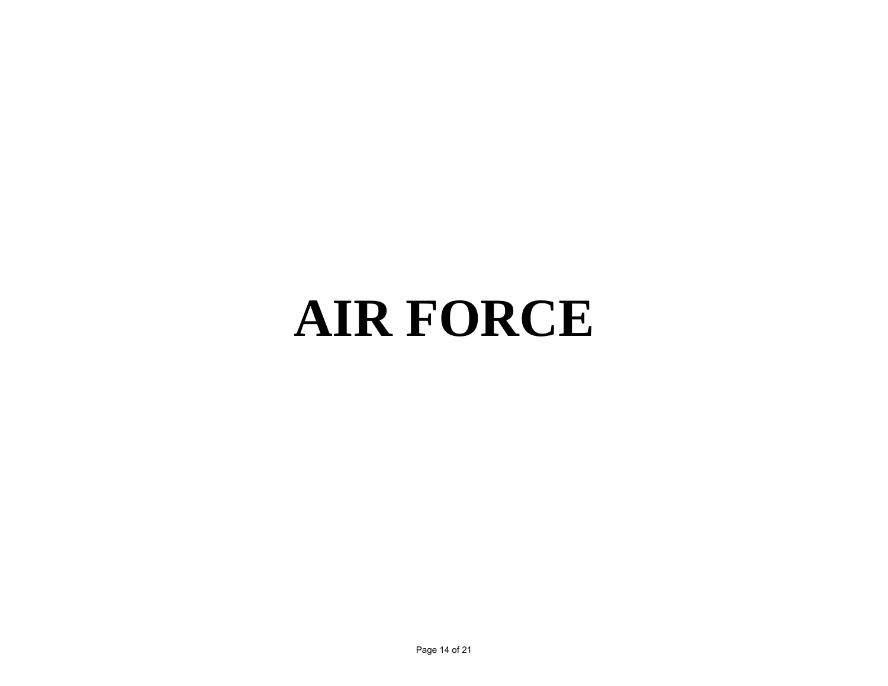# AIR FORCE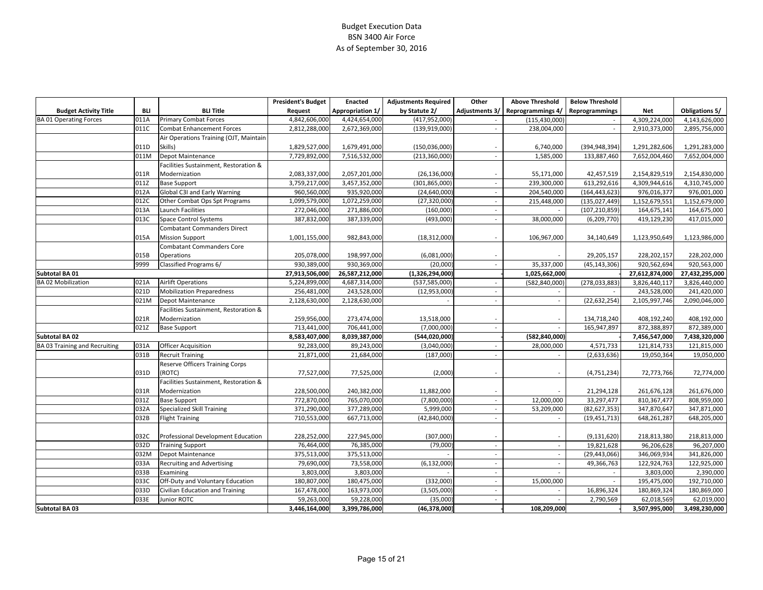# Budget Execution Data
## BSN 3400 Air Force
## As of September 30, 2016

| Budget Activity Title | BLI | BLI Title | President's Budget Request | Enacted Appropriation 1/ | Adjustments Required by Statute 2/ | Other Adjustments 3/ | Above Threshold Reprogrammings 4/ | Below Threshold Reprogrammings | Net | Obligations 5/ |
|---|---|---|---|---|---|---|---|---|---|---|
| BA 01 Operating Forces | 011A | Primary Combat Forces | 4,842,606,000 | 4,424,654,000 | (417,952,000) | - | (115,430,000) | - | 4,309,224,000 | 4,143,626,000 |
| | 011C | Combat Enhancement Forces | 2,812,288,000 | 2,672,369,000 | (139,919,000) | - | 238,004,000 | - | 2,910,373,000 | 2,895,756,000 |
| | 011D | Air Operations Training (OJT, Maintain Skills) | 1,829,527,000 | 1,679,491,000 | (150,036,000) | - | 6,740,000 | (394,948,394) | 1,291,282,606 | 1,291,283,000 |
| | 011M | Depot Maintenance | 7,729,892,000 | 7,516,532,000 | (213,360,000) | - | 1,585,000 | 133,887,460 | 7,652,004,460 | 7,652,004,000 |
| | 011R | Facilities Sustainment, Restoration & Modernization | 2,083,337,000 | 2,057,201,000 | (26,136,000) | - | 55,171,000 | 42,457,519 | 2,154,829,519 | 2,154,830,000 |
| | 011Z | Base Support | 3,759,217,000 | 3,457,352,000 | (301,865,000) | - | 239,300,000 | 613,292,616 | 4,309,944,616 | 4,310,745,000 |
| | 012A | Global C3I and Early Warning | 960,560,000 | 935,920,000 | (24,640,000) | - | 204,540,000 | (164,443,623) | 976,016,377 | 976,001,000 |
| | 012C | Other Combat Ops Spt Programs | 1,099,579,000 | 1,072,259,000 | (27,320,000) | - | 215,448,000 | (135,027,449) | 1,152,679,551 | 1,152,679,000 |
| | 013A | Launch Facilities | 272,046,000 | 271,886,000 | (160,000) | - | - | (107,210,859) | 164,675,141 | 164,675,000 |
| | 013C | Space Control Systems | 387,832,000 | 387,339,000 | (493,000) | - | 38,000,000 | (6,209,770) | 419,129,230 | 417,015,000 |
| | 015A | Combatant Commanders Direct Mission Support | 1,001,155,000 | 982,843,000 | (18,312,000) | - | 106,967,000 | 34,140,649 | 1,123,950,649 | 1,123,986,000 |
| | 015B | Combatant Commanders Core Operations | 205,078,000 | 198,997,000 | (6,081,000) | - | - | 29,205,157 | 228,202,157 | 228,202,000 |
| | 9999 | Classified Programs 6/ | 930,389,000 | 930,369,000 | (20,000) | - | 35,337,000 | (45,143,306) | 920,562,694 | 920,563,000 |
| **Subtotal BA 01** | | | **27,913,506,000** | **26,587,212,000** | **(1,326,294,000)** | **-** | **1,025,662,000** | **-** | **27,612,874,000** | **27,432,295,000** |
| BA 02 Mobilization | 021A | Airlift Operations | 5,224,899,000 | 4,687,314,000 | (537,585,000) | - | (582,840,000) | (278,033,883) | 3,826,440,117 | 3,826,440,000 |
| | 021D | Mobilization Preparedness | 256,481,000 | 243,528,000 | (12,953,000) | - | - | - | 243,528,000 | 241,420,000 |
| | 021M | Depot Maintenance | 2,128,630,000 | 2,128,630,000 | - | - | - | (22,632,254) | 2,105,997,746 | 2,090,046,000 |
| | 021R | Facilities Sustainment, Restoration & Modernization | 259,956,000 | 273,474,000 | 13,518,000 | - | - | 134,718,240 | 408,192,240 | 408,192,000 |
| | 021Z | Base Support | 713,441,000 | 706,441,000 | (7,000,000) | - | - | 165,947,897 | 872,388,897 | 872,389,000 |
| **Subtotal BA 02** | | | **8,583,407,000** | **8,039,387,000** | **(544,020,000)** | **-** | **(582,840,000)** | **-** | **7,456,547,000** | **7,438,320,000** |
| BA 03 Training and Recruiting | 031A | Officer Acquisition | 92,283,000 | 89,243,000 | (3,040,000) | - | 28,000,000 | 4,571,733 | 121,814,733 | 121,815,000 |
| | 031B | Recruit Training | 21,871,000 | 21,684,000 | (187,000) | - | - | (2,633,636) | 19,050,364 | 19,050,000 |
| | 031D | Reserve Officers Training Corps (ROTC) | 77,527,000 | 77,525,000 | (2,000) | - | - | (4,751,234) | 72,773,766 | 72,774,000 |
| | 031R | Facilities Sustainment, Restoration & Modernization | 228,500,000 | 240,382,000 | 11,882,000 | - | - | 21,294,128 | 261,676,128 | 261,676,000 |
| | 031Z | Base Support | 772,870,000 | 765,070,000 | (7,800,000) | - | 12,000,000 | 33,297,477 | 810,367,477 | 808,959,000 |
| | 032A | Specialized Skill Training | 371,290,000 | 377,289,000 | 5,999,000 | - | 53,209,000 | (82,627,353) | 347,870,647 | 347,871,000 |
| | 032B | Flight Training | 710,553,000 | 667,713,000 | (42,840,000) | - | - | (19,451,713) | 648,261,287 | 648,205,000 |
| | 032C | Professional Development Education | 228,252,000 | 227,945,000 | (307,000) | - | - | (9,131,620) | 218,813,380 | 218,813,000 |
| | 032D | Training Support | 76,464,000 | 76,385,000 | (79,000) | - | - | 19,821,628 | 96,206,628 | 96,207,000 |
| | 032M | Depot Maintenance | 375,513,000 | 375,513,000 | - | - | - | (29,443,066) | 346,069,934 | 341,826,000 |
| | 033A | Recruiting and Advertising | 79,690,000 | 73,558,000 | (6,132,000) | - | - | 49,366,763 | 122,924,763 | 122,925,000 |
| | 033B | Examining | 3,803,000 | 3,803,000 | - | - | - | - | 3,803,000 | 2,390,000 |
| | 033C | Off-Duty and Voluntary Education | 180,807,000 | 180,475,000 | (332,000) | - | 15,000,000 | - | 195,475,000 | 192,710,000 |
| | 033D | Civilian Education and Training | 167,478,000 | 163,973,000 | (3,505,000) | - | - | 16,896,324 | 180,869,324 | 180,869,000 |
| | 033E | Junior ROTC | 59,263,000 | 59,228,000 | (35,000) | - | - | 2,790,569 | 62,018,569 | 62,019,000 |
| **Subtotal BA 03** | | | **3,446,164,000** | **3,399,786,000** | **(46,378,000)** | **-** | **108,209,000** | **-** | **3,507,995,000** | **3,498,230,000** |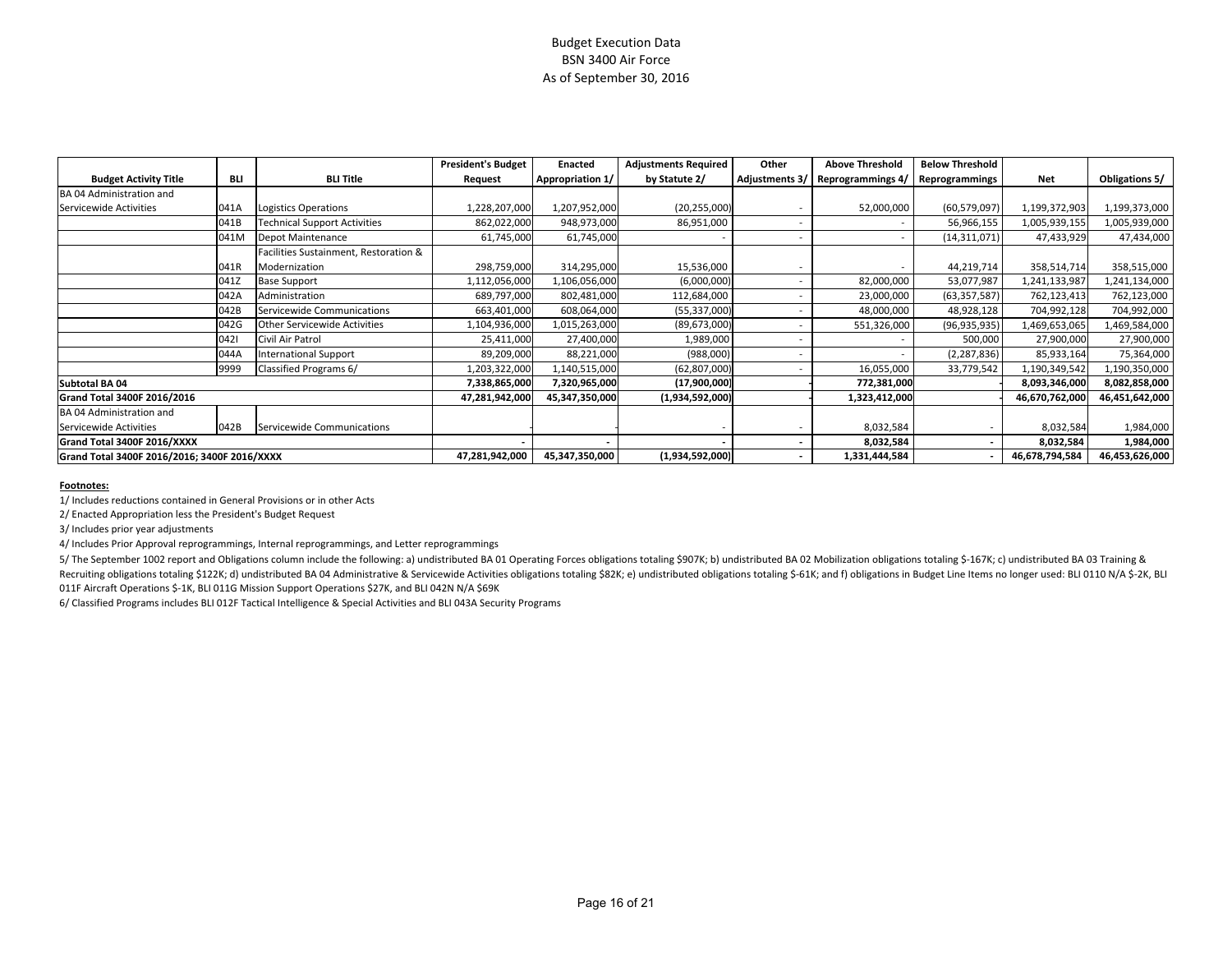# Budget Execution Data
## BSN 3400 Air Force
## As of September 30, 2016

| Budget Activity Title | BLI | BLI Title | President's Budget Request | Enacted Appropriation 1/ | Adjustments Required by Statute 2/ | Other Adjustments 3/ | Above Threshold Reprogrammings 4/ | Below Threshold Reprogrammings | Net | Obligations 5/ |
|---|---|---|---|---|---|---|---|---|---|---|
| BA 04 Administration and Servicewide Activities | 041A | Logistics Operations | 1,228,207,000 | 1,207,952,000 | (20,255,000) | - | 52,000,000 | (60,579,097) | 1,199,372,903 | 1,199,373,000 |
| | 041B | Technical Support Activities | 862,022,000 | 948,973,000 | 86,951,000 | - | - | 56,966,155 | 1,005,939,155 | 1,005,939,000 |
| | 041M | Depot Maintenance | 61,745,000 | 61,745,000 | - | - | - | (14,311,071) | 47,433,929 | 47,434,000 |
| | 041R | Facilities Sustainment, Restoration & Modernization | 298,759,000 | 314,295,000 | 15,536,000 | - | - | 44,219,714 | 358,514,714 | 358,515,000 |
| | 041Z | Base Support | 1,112,056,000 | 1,106,056,000 | (6,000,000) | - | 82,000,000 | 53,077,987 | 1,241,133,987 | 1,241,134,000 |
| | 042A | Administration | 689,797,000 | 802,481,000 | 112,684,000 | - | 23,000,000 | (63,357,587) | 762,123,413 | 762,123,000 |
| | 042B | Servicewide Communications | 663,401,000 | 608,064,000 | (55,337,000) | - | 48,000,000 | 48,928,128 | 704,992,128 | 704,992,000 |
| | 042G | Other Servicewide Activities | 1,104,936,000 | 1,015,263,000 | (89,673,000) | - | 551,326,000 | (96,935,935) | 1,469,653,065 | 1,469,584,000 |
| | 042I | Civil Air Patrol | 25,411,000 | 27,400,000 | 1,989,000 | - | - | 500,000 | 27,900,000 | 27,900,000 |
| | 044A | International Support | 89,209,000 | 88,221,000 | (988,000) | - | - | (2,287,836) | 85,933,164 | 75,364,000 |
| | 9999 | Classified Programs 6/ | 1,203,322,000 | 1,140,515,000 | (62,807,000) | - | 16,055,000 | 33,779,542 | 1,190,349,542 | 1,190,350,000 |
| **Subtotal BA 04** | | | **7,338,865,000** | **7,320,965,000** | **(17,900,000)** | **-** | **772,381,000** | **-** | **8,093,346,000** | **8,082,858,000** |
| **Grand Total 3400F 2016/2016** | | | **47,281,942,000** | **45,347,350,000** | **(1,934,592,000)** | **-** | **1,323,412,000** | **-** | **46,670,762,000** | **46,451,642,000** |
| BA 04 Administration and Servicewide Activities | 042B | Servicewide Communications | - | - | - | - | 8,032,584 | - | 8,032,584 | 1,984,000 |
| **Grand Total 3400F 2016/XXXX** | | | **-** | **-** | **-** | **-** | **8,032,584** | **-** | **8,032,584** | **1,984,000** |
| **Grand Total 3400F 2016/2016; 3400F 2016/XXXX** | | | **47,281,942,000** | **45,347,350,000** | **(1,934,592,000)** | **-** | **1,331,444,584** | **-** | **46,678,794,584** | **46,453,626,000** |

**Footnotes:**

1/ Includes reductions contained in General Provisions or in other Acts

2/ Enacted Appropriation less the President's Budget Request

3/ Includes prior year adjustments

4/ Includes Prior Approval reprogrammings, Internal reprogrammings, and Letter reprogrammings

5/ The September 1002 report and Obligations column include the following: a) undistributed BA 01 Operating Forces obligations totaling $907K; b) undistributed BA 02 Mobilization obligations totaling $-167K; c) undistributed BA 03 Training & Recruiting obligations totaling $122K; d) undistributed BA 04 Administrative & Servicewide Activities obligations totaling $82K; e) undistributed obligations totaling $-61K; and f) obligations in Budget Line Items no longer used: BLI 0110 N/A $-2K, BLI 011F Aircraft Operations $-1K, BLI 011G Mission Support Operations $27K, and BLI 042N N/A $69K

6/ Classified Programs includes BLI 012F Tactical Intelligence & Special Activities and BLI 043A Security Programs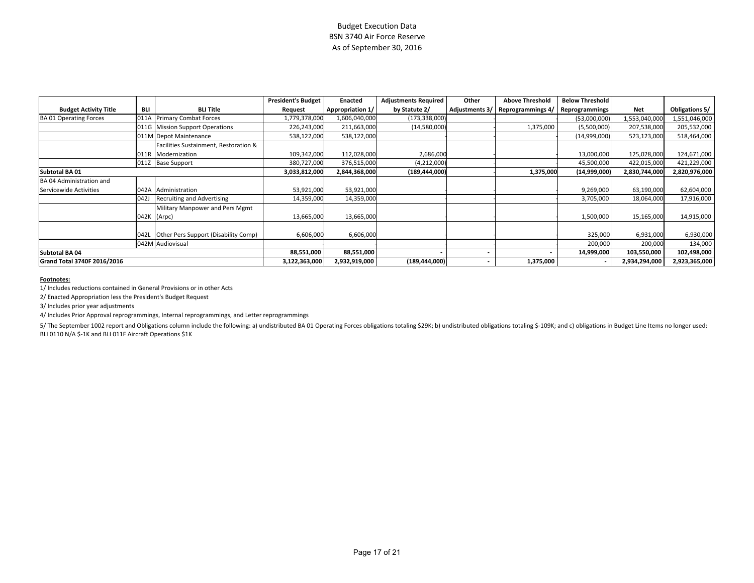# Budget Execution Data
## BSN 3740 Air Force Reserve
### As of September 30, 2016

| Budget Activity Title | BLI | BLI Title | President's Budget Request | Enacted Appropriation 1/ | Adjustments Required by Statute 2/ | Other Adjustments 3/ | Above Threshold Reprogrammings 4/ | Below Threshold Reprogrammings | Net | Obligations 5/ |
|---|---|---|---|---|---|---|---|---|---|---|
| BA 01 Operating Forces | 011A | Primary Combat Forces | 1,779,378,000 | 1,606,040,000 | (173,338,000) | | - | (53,000,000) | 1,553,040,000 | 1,551,046,000 |
| | 011G | Mission Support Operations | 226,243,000 | 211,663,000 | (14,580,000) | | 1,375,000 | (5,500,000) | 207,538,000 | 205,532,000 |
| | 011M | Depot Maintenance | 538,122,000 | 538,122,000 | | | - | (14,999,000) | 523,123,000 | 518,464,000 |
| | 011R | Facilities Sustainment, Restoration & Modernization | 109,342,000 | 112,028,000 | 2,686,000 | | - | 13,000,000 | 125,028,000 | 124,671,000 |
| | 011Z | Base Support | 380,727,000 | 376,515,000 | (4,212,000) | | - | 45,500,000 | 422,015,000 | 421,229,000 |
| **Subtotal BA 01** | | | **3,033,812,000** | **2,844,368,000** | **(189,444,000)** | - | **1,375,000** | **(14,999,000)** | **2,830,744,000** | **2,820,976,000** |
| BA 04 Administration and Servicewide Activities | 042A | Administration | 53,921,000 | 53,921,000 | | | - | 9,269,000 | 63,190,000 | 62,604,000 |
| | 042J | Recruiting and Advertising | 14,359,000 | 14,359,000 | | | - | 3,705,000 | 18,064,000 | 17,916,000 |
| | 042K | Military Manpower and Pers Mgmt (Arpc) | 13,665,000 | 13,665,000 | | | - | 1,500,000 | 15,165,000 | 14,915,000 |
| | 042L | Other Pers Support (Disability Comp) | 6,606,000 | 6,606,000 | | | - | 325,000 | 6,931,000 | 6,930,000 |
| | 042M | Audiovisual | - | - | | | - | 200,000 | 200,000 | 134,000 |
| **Subtotal BA 04** | | | **88,551,000** | **88,551,000** | **-** | **-** | **-** | **14,999,000** | **103,550,000** | **102,498,000** |
| **Grand Total 3740F 2016/2016** | | | **3,122,363,000** | **2,932,919,000** | **(189,444,000)** | **-** | **1,375,000** | **-** | **2,934,294,000** | **2,923,365,000** |

**Footnotes:**

1/ Includes reductions contained in General Provisions or in other Acts

2/ Enacted Appropriation less the President's Budget Request

3/ Includes prior year adjustments

4/ Includes Prior Approval reprogrammings, Internal reprogrammings, and Letter reprogrammings

5/ The September 1002 report and Obligations column include the following: a) undistributed BA 01 Operating Forces obligations totaling $29K; b) undistributed obligations totaling $-109K; and c) obligations in Budget Line Items no longer used: BLI 0110 N/A $-1K and BLI 011F Aircraft Operations $1K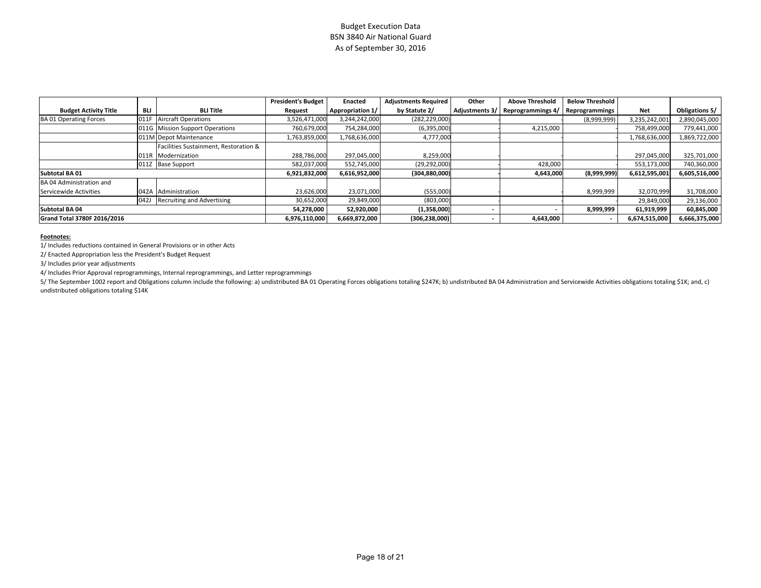# Budget Execution Data
# BSN 3840 Air National Guard
# As of September 30, 2016

| Budget Activity Title | BLI | BLI Title | President's Budget Request | Enacted Appropriation 1/ | Adjustments Required by Statute 2/ | Other Adjustments 3/ | Above Threshold Reprogrammings 4/ | Below Threshold Reprogrammings | Net | Obligations 5/ |
|---|---|---|---|---|---|---|---|---|---|---|
| BA 01 Operating Forces | 011F | Aircraft Operations | 3,526,471,000 | 3,244,242,000 | (282,229,000) | - | | (8,999,999) | 3,235,242,001 | 2,890,045,000 |
| | 011G | Mission Support Operations | 760,679,000 | 754,284,000 | (6,395,000) | - | 4,215,000 | - | 758,499,000 | 779,441,000 |
| | 011M | Depot Maintenance | 1,763,859,000 | 1,768,636,000 | 4,777,000 | - | | - | 1,768,636,000 | 1,869,722,000 |
| | 011R | Facilities Sustainment, Restoration & Modernization | 288,786,000 | 297,045,000 | 8,259,000 | - | | - | 297,045,000 | 325,701,000 |
| | 011Z | Base Support | 582,037,000 | 552,745,000 | (29,292,000) | - | 428,000 | - | 553,173,000 | 740,360,000 |
| **Subtotal BA 01** | | | **6,921,832,000** | **6,616,952,000** | **(304,880,000)** | **-** | **4,643,000** | **(8,999,999)** | **6,612,595,001** | **6,605,516,000** |
| BA 04 Administration and Servicewide Activities | 042A | Administration | 23,626,000 | 23,071,000 | (555,000) | - | | 8,999,999 | 32,070,999 | 31,708,000 |
| | 042J | Recruiting and Advertising | 30,652,000 | 29,849,000 | (803,000) | - | | - | 29,849,000 | 29,136,000 |
| **Subtotal BA 04** | | | **54,278,000** | **52,920,000** | **(1,358,000)** | **-** | **-** | **8,999,999** | **61,919,999** | **60,845,000** |
| **Grand Total 3780F 2016/2016** | | | **6,976,110,000** | **6,669,872,000** | **(306,238,000)** | **-** | **4,643,000** | **-** | **6,674,515,000** | **6,666,375,000** |

**Footnotes:**

1/ Includes reductions contained in General Provisions or in other Acts

2/ Enacted Appropriation less the President's Budget Request

3/ Includes prior year adjustments

4/ Includes Prior Approval reprogrammings, Internal reprogrammings, and Letter reprogrammings

5/ The September 1002 report and Obligations column include the following: a) undistributed BA 01 Operating Forces obligations totaling $247K; b) undistributed BA 04 Administration and Servicewide Activities obligations totaling $1K; and, c) undistributed obligations totaling $14K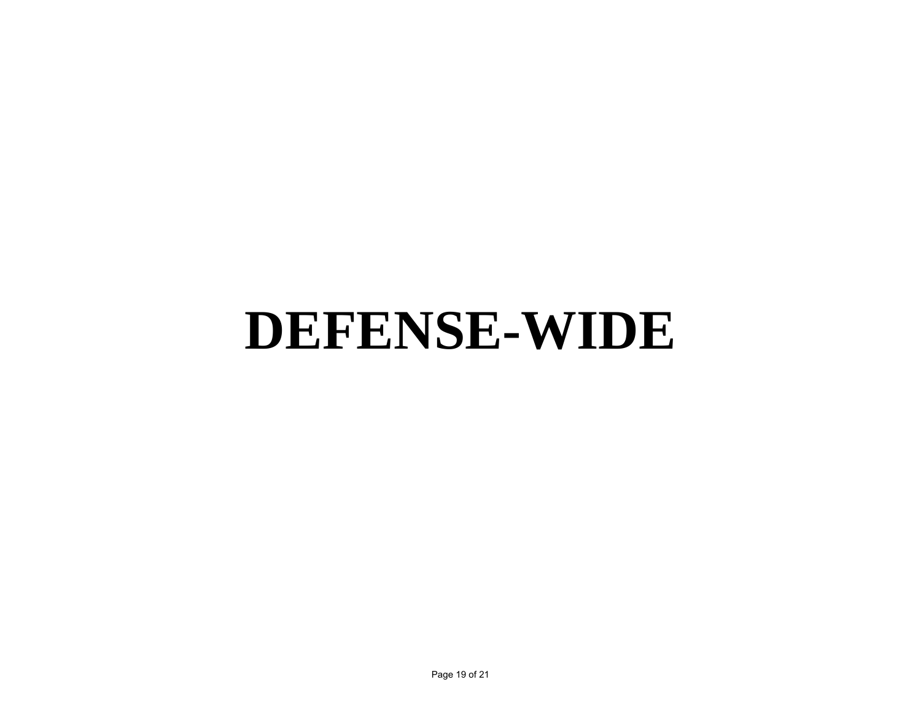# DEFENSE-WIDE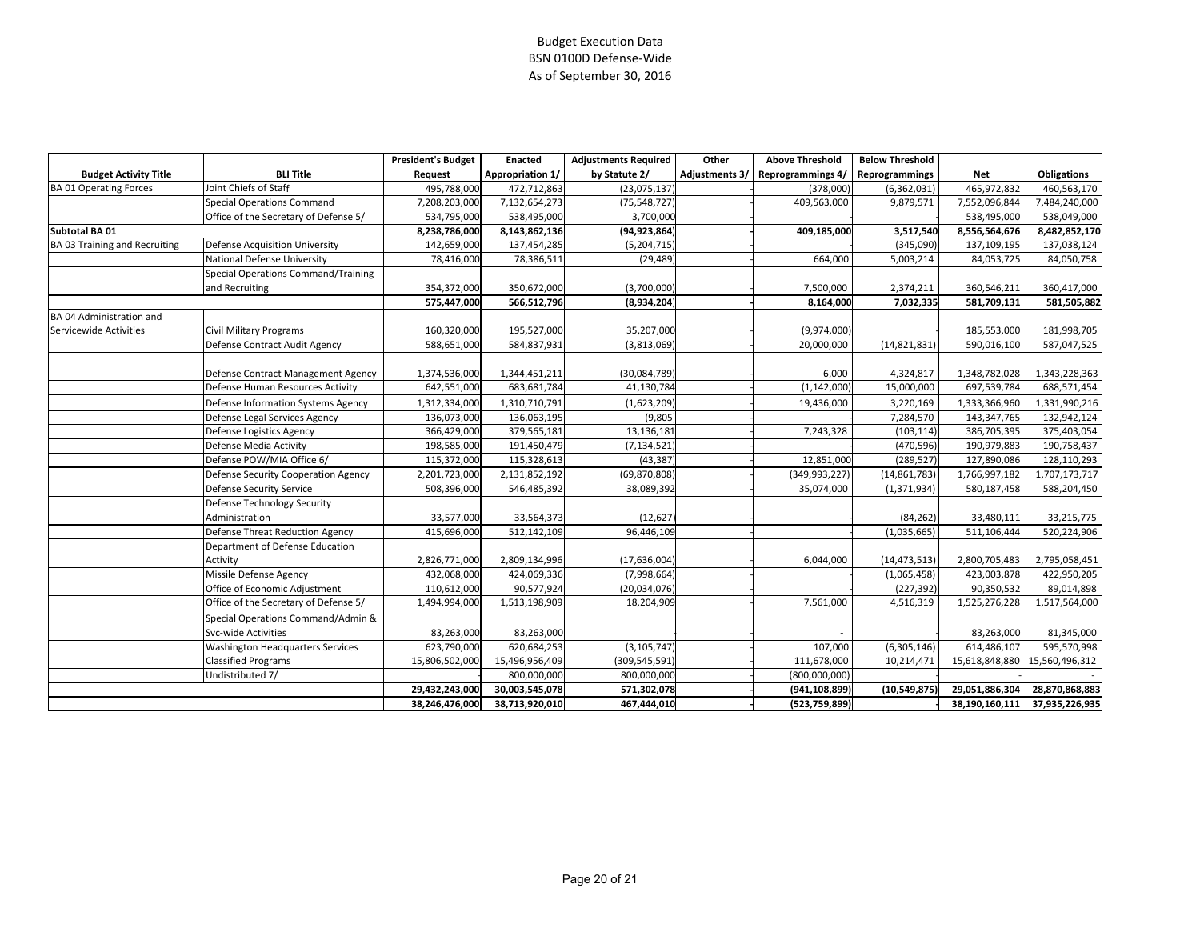# Budget Execution Data
## BSN 0100D Defense-Wide
## As of September 30, 2016

| Budget Activity Title | BLI Title | President's Budget Request | Enacted Appropriation 1/ | Adjustments Required by Statute 2/ | Other Adjustments 3/ | Above Threshold Reprogrammings 4/ | Below Threshold Reprogrammings | Net | Obligations |
|---|---|---|---|---|---|---|---|---|---|
| BA 01 Operating Forces | Joint Chiefs of Staff | 495,788,000 | 472,712,863 | (23,075,137) | - | (378,000) | (6,362,031) | 465,972,832 | 460,563,170 |
| | Special Operations Command | 7,208,203,000 | 7,132,654,273 | (75,548,727) | - | 409,563,000 | 9,879,571 | 7,552,096,844 | 7,484,240,000 |
| | Office of the Secretary of Defense 5/ | 534,795,000 | 538,495,000 | 3,700,000 | - | | | 538,495,000 | 538,049,000 |
| **Subtotal BA 01** | | **8,238,786,000** | **8,143,862,136** | **(94,923,864)** | **-** | **409,185,000** | **3,517,540** | **8,556,564,676** | **8,482,852,170** |
| BA 03 Training and Recruiting | Defense Acquisition University | 142,659,000 | 137,454,285 | (5,204,715) | - | | (345,090) | 137,109,195 | 137,038,124 |
| | National Defense University | 78,416,000 | 78,386,511 | (29,489) | - | 664,000 | 5,003,214 | 84,053,725 | 84,050,758 |
| | Special Operations Command/Training and Recruiting | 354,372,000 | 350,672,000 | (3,700,000) | - | 7,500,000 | 2,374,211 | 360,546,211 | 360,417,000 |
| | | **575,447,000** | **566,512,796** | **(8,934,204)** | **-** | **8,164,000** | **7,032,335** | **581,709,131** | **581,505,882** |
| BA 04 Administration and Servicewide Activities | Civil Military Programs | 160,320,000 | 195,527,000 | 35,207,000 | - | (9,974,000) | | 185,553,000 | 181,998,705 |
| | Defense Contract Audit Agency | 588,651,000 | 584,837,931 | (3,813,069) | - | 20,000,000 | (14,821,831) | 590,016,100 | 587,047,525 |
| | Defense Contract Management Agency | 1,374,536,000 | 1,344,451,211 | (30,084,789) | - | 6,000 | 4,324,817 | 1,348,782,028 | 1,343,228,363 |
| | Defense Human Resources Activity | 642,551,000 | 683,681,784 | 41,130,784 | - | (1,142,000) | 15,000,000 | 697,539,784 | 688,571,454 |
| | Defense Information Systems Agency | 1,312,334,000 | 1,310,710,791 | (1,623,209) | - | 19,436,000 | 3,220,169 | 1,333,366,960 | 1,331,990,216 |
| | Defense Legal Services Agency | 136,073,000 | 136,063,195 | (9,805) | - | | 7,284,570 | 143,347,765 | 132,942,124 |
| | Defense Logistics Agency | 366,429,000 | 379,565,181 | 13,136,181 | - | 7,243,328 | (103,114) | 386,705,395 | 375,403,054 |
| | Defense Media Activity | 198,585,000 | 191,450,479 | (7,134,521) | - | | (470,596) | 190,979,883 | 190,758,437 |
| | Defense POW/MIA Office 6/ | 115,372,000 | 115,328,613 | (43,387) | - | 12,851,000 | (289,527) | 127,890,086 | 128,110,293 |
| | Defense Security Cooperation Agency | 2,201,723,000 | 2,131,852,192 | (69,870,808) | - | (349,993,227) | (14,861,783) | 1,766,997,182 | 1,707,173,717 |
| | Defense Security Service | 508,396,000 | 546,485,392 | 38,089,392 | - | 35,074,000 | (1,371,934) | 580,187,458 | 588,204,450 |
| | Defense Technology Security Administration | 33,577,000 | 33,564,373 | (12,627) | - | | (84,262) | 33,480,111 | 33,215,775 |
| | Defense Threat Reduction Agency | 415,696,000 | 512,142,109 | 96,446,109 | - | | (1,035,665) | 511,106,444 | 520,224,906 |
| | Department of Defense Education Activity | 2,826,771,000 | 2,809,134,996 | (17,636,004) | - | 6,044,000 | (14,473,513) | 2,800,705,483 | 2,795,058,451 |
| | Missile Defense Agency | 432,068,000 | 424,069,336 | (7,998,664) | - | | (1,065,458) | 423,003,878 | 422,950,205 |
| | Office of Economic Adjustment | 110,612,000 | 90,577,924 | (20,034,076) | - | | (227,392) | 90,350,532 | 89,014,898 |
| | Office of the Secretary of Defense 5/ | 1,494,994,000 | 1,513,198,909 | 18,204,909 | - | 7,561,000 | 4,516,319 | 1,525,276,228 | 1,517,564,000 |
| | Special Operations Command/Admin & Svc-wide Activities | 83,263,000 | 83,263,000 | | - | - | | 83,263,000 | 81,345,000 |
| | Washington Headquarters Services | 623,790,000 | 620,684,253 | (3,105,747) | - | 107,000 | (6,305,146) | 614,486,107 | 595,570,998 |
| | Classified Programs | 15,806,502,000 | 15,496,956,409 | (309,545,591) | - | 111,678,000 | 10,214,471 | 15,618,848,880 | 15,560,496,312 |
| | Undistributed 7/ | | 800,000,000 | 800,000,000 | - | (800,000,000) | | | - |
| | | **29,432,243,000** | **30,003,545,078** | **571,302,078** | **-** | **(941,108,899)** | **(10,549,875)** | **29,051,886,304** | **28,870,868,883** |
| | | **38,246,476,000** | **38,713,920,010** | **467,444,010** | **-** | **(523,759,899)** | | **38,190,160,111** | **37,935,226,935** |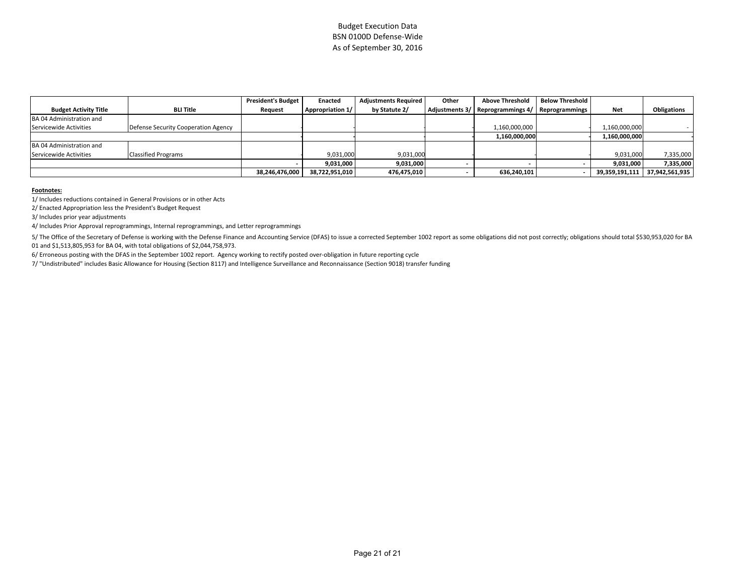# Budget Execution Data
## BSN 0100D Defense-Wide
## As of September 30, 2016

| Budget Activity Title | BLI Title | President's Budget Request | Enacted Appropriation 1/ | Adjustments Required by Statute 2/ | Other Adjustments 3/ | Above Threshold Reprogrammings 4/ | Below Threshold Reprogrammings | Net | Obligations |
|---|---|---|---|---|---|---|---|---|---|
| BA 04 Administration and Servicewide Activities | Defense Security Cooperation Agency | - | - | - | - | 1,160,000,000 | - | 1,160,000,000 | - |
| | | - | - | - | - | **1,160,000,000** | - | **1,160,000,000** | - |
| BA 04 Administration and Servicewide Activities | Classified Programs | - | 9,031,000 | 9,031,000 | - | | - | 9,031,000 | 7,335,000 |
| | | **-** | **9,031,000** | **9,031,000** | **-** | **-** | **-** | **9,031,000** | **7,335,000** |
| | | **38,246,476,000** | **38,722,951,010** | **476,475,010** | **-** | **636,240,101** | **-** | **39,359,191,111** | **37,942,561,935** |

**Footnotes:**

1/ Includes reductions contained in General Provisions or in other Acts

2/ Enacted Appropriation less the President's Budget Request

3/ Includes prior year adjustments

4/ Includes Prior Approval reprogrammings, Internal reprogrammings, and Letter reprogrammings

5/ The Office of the Secretary of Defense is working with the Defense Finance and Accounting Service (DFAS) to issue a corrected September 1002 report as some obligations did not post correctly; obligations should total $530,953,020 for BA 01 and $1,513,805,953 for BA 04, with total obligations of $2,044,758,973.

6/ Erroneous posting with the DFAS in the September 1002 report. Agency working to rectify posted over-obligation in future reporting cycle

7/ "Undistributed" includes Basic Allowance for Housing (Section 8117) and Intelligence Surveillance and Reconnaissance (Section 9018) transfer funding